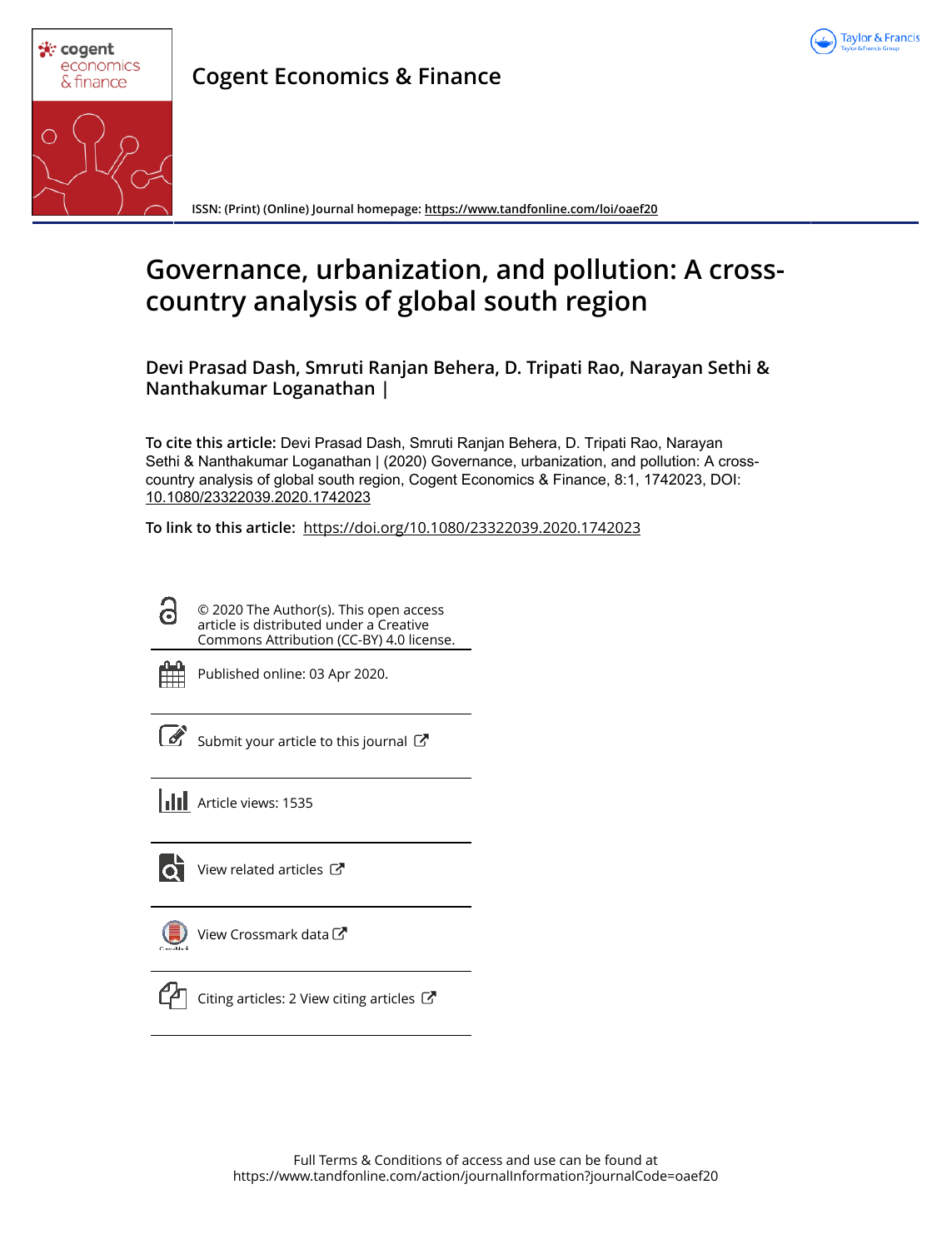# Cogent Economics & Finance

ISSN: (Print) (Online) Journal homepage: https://www.tandfonline.com/loi/oaef20

# Governance, urbanization, and pollution: A cross-country analysis of global south region

**Devi Prasad Dash, Smruti Ranjan Behera, D. Tripati Rao, Narayan Sethi & Nanthakumar Loganathan |**

**To cite this article:** Devi Prasad Dash, Smruti Ranjan Behera, D. Tripati Rao, Narayan Sethi & Nanthakumar Loganathan | (2020) Governance, urbanization, and pollution: A cross-country analysis of global south region, Cogent Economics & Finance, 8:1, 1742023, DOI: 10.1080/23322039.2020.1742023

**To link to this article:** https://doi.org/10.1080/23322039.2020.1742023

© 2020 The Author(s). This open access article is distributed under a Creative Commons Attribution (CC-BY) 4.0 license.

Published online: 03 Apr 2020.

Submit your article to this journal

Article views: 1535

View related articles

View Crossmark data

Citing articles: 2 View citing articles

Full Terms & Conditions of access and use can be found at
https://www.tandfonline.com/action/journalInformation?journalCode=oaef20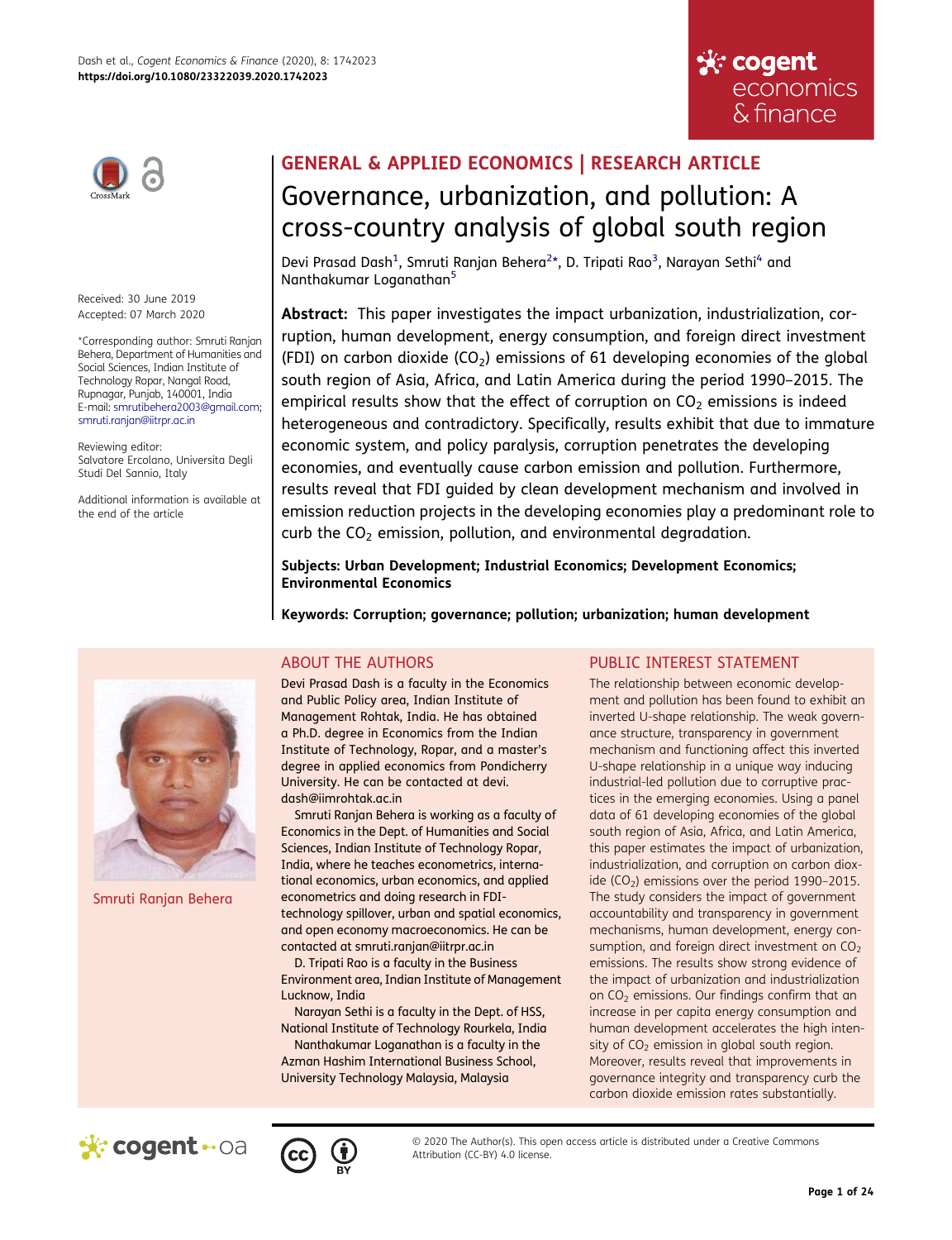GENERAL & APPLIED ECONOMICS | RESEARCH ARTICLE

# Governance, urbanization, and pollution: A cross-country analysis of global south region

Devi Prasad Dash[1], Smruti Ranjan Behera[2]*, D. Tripati Rao[3], Narayan Sethi[4] and Nanthakumar Loganathan[5]

Received: 30 June 2019
Accepted: 07 March 2020

*Corresponding author: Smruti Ranjan Behera, Department of Humanities and Social Sciences, Indian Institute of Technology Ropar, Nangal Road, Rupnagar, Punjab, 140001, India
E-mail: smrutibehera2003@gmail.com; smruti.ranjan@iitrpr.ac.in

Reviewing editor:
Salvatore Ercolano, Universita Degli Studi Del Sannio, Italy

Additional information is available at the end of the article

**Abstract:** This paper investigates the impact urbanization, industrialization, corruption, human development, energy consumption, and foreign direct investment (FDI) on carbon dioxide ($CO_2$) emissions of 61 developing economies of the global south region of Asia, Africa, and Latin America during the period 1990–2015. The empirical results show that the effect of corruption on $CO_2$ emissions is indeed heterogeneous and contradictory. Specifically, results exhibit that due to immature economic system, and policy paralysis, corruption penetrates the developing economies, and eventually cause carbon emission and pollution. Furthermore, results reveal that FDI guided by clean development mechanism and involved in emission reduction projects in the developing economies play a predominant role to curb the $CO_2$ emission, pollution, and environmental degradation.

**Subjects: Urban Development; Industrial Economics; Development Economics; Environmental Economics**

**Keywords: Corruption; governance; pollution; urbanization; human development**

## ABOUT THE AUTHORS

Smruti Ranjan Behera

Devi Prasad Dash is a faculty in the Economics and Public Policy area, Indian Institute of Management Rohtak, India. He has obtained a Ph.D. degree in Economics from the Indian Institute of Technology, Ropar, and a master's degree in applied economics from Pondicherry University. He can be contacted at devi.dash@iimrohtak.ac.in

Smruti Ranjan Behera is working as a faculty of Economics in the Dept. of Humanities and Social Sciences, Indian Institute of Technology Ropar, India, where he teaches econometrics, international economics, urban economics, and applied econometrics and doing research in FDI-technology spillover, urban and spatial economics, and open economy macroeconomics. He can be contacted at smruti.ranjan@iitrpr.ac.in

D. Tripati Rao is a faculty in the Business Environment area, Indian Institute of Management Lucknow, India

Narayan Sethi is a faculty in the Dept. of HSS, National Institute of Technology Rourkela, India

Nanthakumar Loganathan is a faculty in the Azman Hashim International Business School, University Technology Malaysia, Malaysia

## PUBLIC INTEREST STATEMENT

The relationship between economic development and pollution has been found to exhibit an inverted U-shape relationship. The weak governance structure, transparency in government mechanism and functioning affect this inverted U-shape relationship in a unique way inducing industrial-led pollution due to corruptive practices in the emerging economies. Using a panel data of 61 developing economies of the global south region of Asia, Africa, and Latin America, this paper estimates the impact of urbanization, industrialization, and corruption on carbon dioxide ($CO_2$) emissions over the period 1990–2015. The study considers the impact of government accountability and transparency in government mechanisms, human development, energy consumption, and foreign direct investment on $CO_2$ emissions. The results show strong evidence of the impact of urbanization and industrialization on $CO_2$ emissions. Our findings confirm that an increase in per capita energy consumption and human development accelerates the high intensity of $CO_2$ emission in global south region. Moreover, results reveal that improvements in governance integrity and transparency curb the carbon dioxide emission rates substantially.

© 2020 The Author(s). This open access article is distributed under a Creative Commons Attribution (CC-BY) 4.0 license.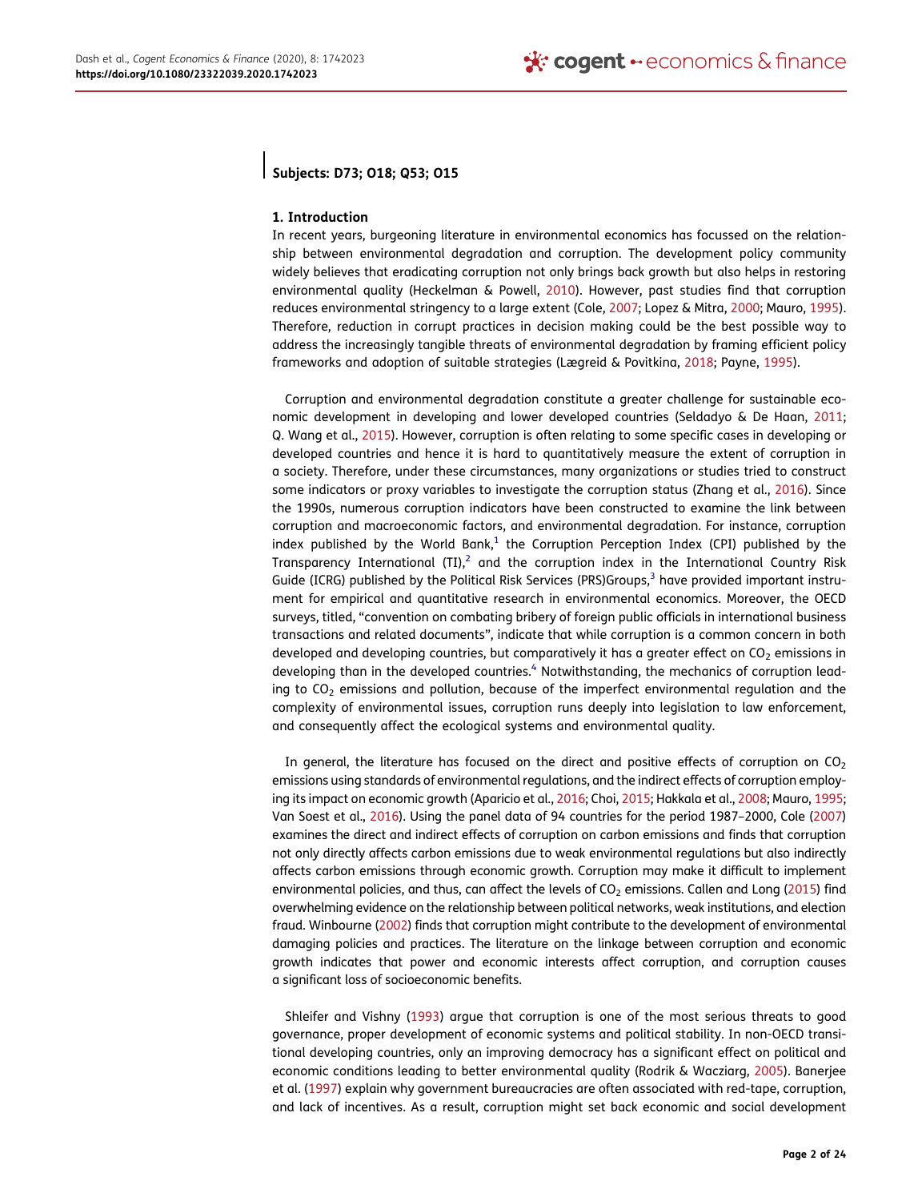**Subjects: D73; O18; Q53; O15**

## 1. Introduction

In recent years, burgeoning literature in environmental economics has focussed on the relationship between environmental degradation and corruption. The development policy community widely believes that eradicating corruption not only brings back growth but also helps in restoring environmental quality (Heckelman & Powell, 2010). However, past studies find that corruption reduces environmental stringency to a large extent (Cole, 2007; Lopez & Mitra, 2000; Mauro, 1995). Therefore, reduction in corrupt practices in decision making could be the best possible way to address the increasingly tangible threats of environmental degradation by framing efficient policy frameworks and adoption of suitable strategies (Lægreid & Povitkina, 2018; Payne, 1995).

Corruption and environmental degradation constitute a greater challenge for sustainable economic development in developing and lower developed countries (Seldadyo & De Haan, 2011; Q. Wang et al., 2015). However, corruption is often relating to some specific cases in developing or developed countries and hence it is hard to quantitatively measure the extent of corruption in a society. Therefore, under these circumstances, many organizations or studies tried to construct some indicators or proxy variables to investigate the corruption status (Zhang et al., 2016). Since the 1990s, numerous corruption indicators have been constructed to examine the link between corruption and macroeconomic factors, and environmental degradation. For instance, corruption index published by the World Bank,[1] the Corruption Perception Index (CPI) published by the Transparency International (TI),[2] and the corruption index in the International Country Risk Guide (ICRG) published by the Political Risk Services (PRS)Groups,[3] have provided important instrument for empirical and quantitative research in environmental economics. Moreover, the OECD surveys, titled, "convention on combating bribery of foreign public officials in international business transactions and related documents", indicate that while corruption is a common concern in both developed and developing countries, but comparatively it has a greater effect on $CO_2$ emissions in developing than in the developed countries.[4] Notwithstanding, the mechanics of corruption leading to $CO_2$ emissions and pollution, because of the imperfect environmental regulation and the complexity of environmental issues, corruption runs deeply into legislation to law enforcement, and consequently affect the ecological systems and environmental quality.

In general, the literature has focused on the direct and positive effects of corruption on $CO_2$ emissions using standards of environmental regulations, and the indirect effects of corruption employing its impact on economic growth (Aparicio et al., 2016; Choi, 2015; Hakkala et al., 2008; Mauro, 1995; Van Soest et al., 2016). Using the panel data of 94 countries for the period 1987–2000, Cole (2007) examines the direct and indirect effects of corruption on carbon emissions and finds that corruption not only directly affects carbon emissions due to weak environmental regulations but also indirectly affects carbon emissions through economic growth. Corruption may make it difficult to implement environmental policies, and thus, can affect the levels of $CO_2$ emissions. Callen and Long (2015) find overwhelming evidence on the relationship between political networks, weak institutions, and election fraud. Winbourne (2002) finds that corruption might contribute to the development of environmental damaging policies and practices. The literature on the linkage between corruption and economic growth indicates that power and economic interests affect corruption, and corruption causes a significant loss of socioeconomic benefits.

Shleifer and Vishny (1993) argue that corruption is one of the most serious threats to good governance, proper development of economic systems and political stability. In non-OECD transitional developing countries, only an improving democracy has a significant effect on political and economic conditions leading to better environmental quality (Rodrik & Wacziarg, 2005). Banerjee et al. (1997) explain why government bureaucracies are often associated with red-tape, corruption, and lack of incentives. As a result, corruption might set back economic and social development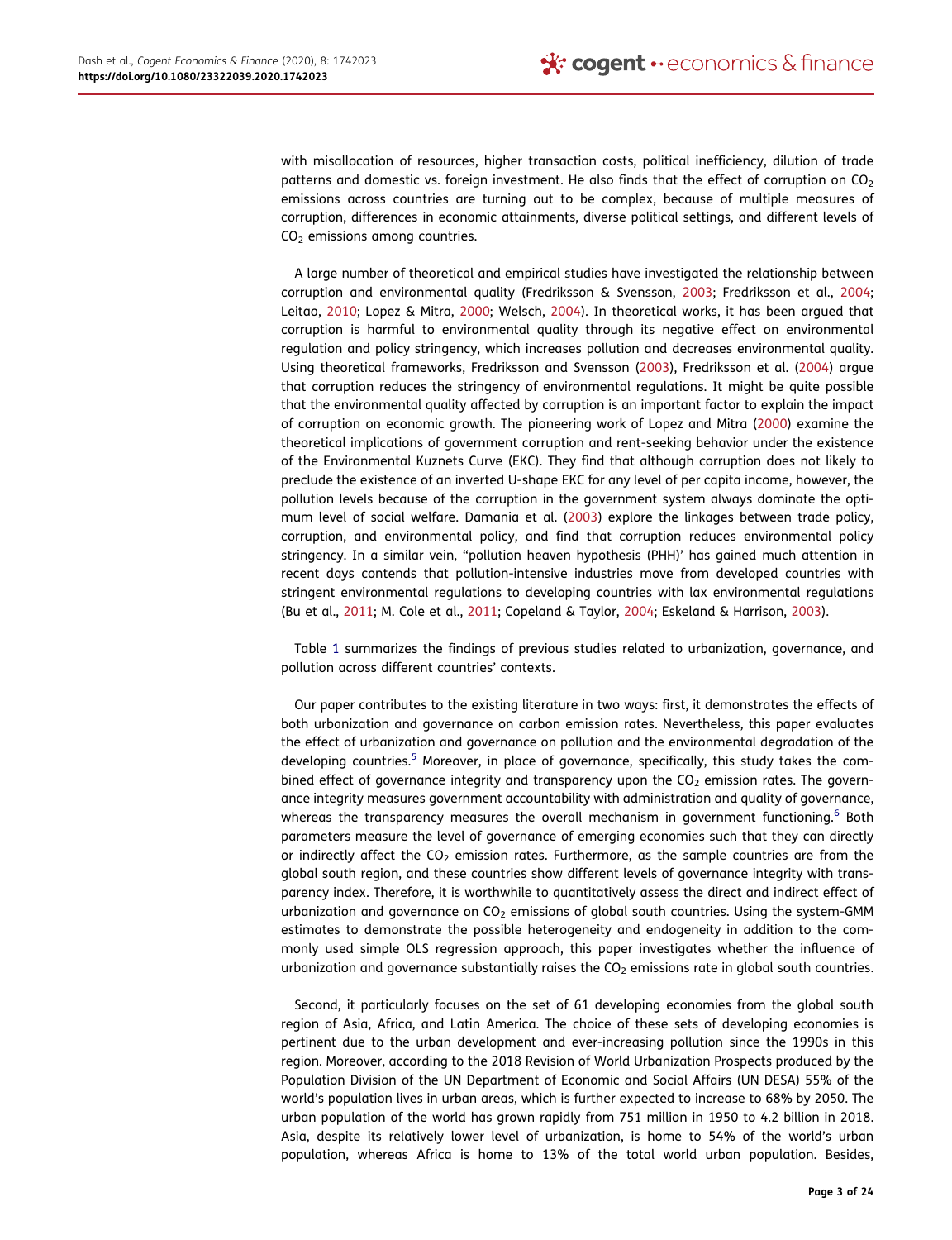with misallocation of resources, higher transaction costs, political inefficiency, dilution of trade patterns and domestic vs. foreign investment. He also finds that the effect of corruption on $CO_2$ emissions across countries are turning out to be complex, because of multiple measures of corruption, differences in economic attainments, diverse political settings, and different levels of $CO_2$ emissions among countries.

A large number of theoretical and empirical studies have investigated the relationship between corruption and environmental quality (Fredriksson & Svensson, 2003; Fredriksson et al., 2004; Leitao, 2010; Lopez & Mitra, 2000; Welsch, 2004). In theoretical works, it has been argued that corruption is harmful to environmental quality through its negative effect on environmental regulation and policy stringency, which increases pollution and decreases environmental quality. Using theoretical frameworks, Fredriksson and Svensson (2003), Fredriksson et al. (2004) argue that corruption reduces the stringency of environmental regulations. It might be quite possible that the environmental quality affected by corruption is an important factor to explain the impact of corruption on economic growth. The pioneering work of Lopez and Mitra (2000) examine the theoretical implications of government corruption and rent-seeking behavior under the existence of the Environmental Kuznets Curve (EKC). They find that although corruption does not likely to preclude the existence of an inverted U-shape EKC for any level of per capita income, however, the pollution levels because of the corruption in the government system always dominate the optimum level of social welfare. Damania et al. (2003) explore the linkages between trade policy, corruption, and environmental policy, and find that corruption reduces environmental policy stringency. In a similar vein, "pollution heaven hypothesis (PHH)' has gained much attention in recent days contends that pollution-intensive industries move from developed countries with stringent environmental regulations to developing countries with lax environmental regulations (Bu et al., 2011; M. Cole et al., 2011; Copeland & Taylor, 2004; Eskeland & Harrison, 2003).

Table 1 summarizes the findings of previous studies related to urbanization, governance, and pollution across different countries' contexts.

Our paper contributes to the existing literature in two ways: first, it demonstrates the effects of both urbanization and governance on carbon emission rates. Nevertheless, this paper evaluates the effect of urbanization and governance on pollution and the environmental degradation of the developing countries.[5] Moreover, in place of governance, specifically, this study takes the combined effect of governance integrity and transparency upon the $CO_2$ emission rates. The governance integrity measures government accountability with administration and quality of governance, whereas the transparency measures the overall mechanism in government functioning.[6] Both parameters measure the level of governance of emerging economies such that they can directly or indirectly affect the $CO_2$ emission rates. Furthermore, as the sample countries are from the global south region, and these countries show different levels of governance integrity with transparency index. Therefore, it is worthwhile to quantitatively assess the direct and indirect effect of urbanization and governance on $CO_2$ emissions of global south countries. Using the system-GMM estimates to demonstrate the possible heterogeneity and endogeneity in addition to the commonly used simple OLS regression approach, this paper investigates whether the influence of urbanization and governance substantially raises the $CO_2$ emissions rate in global south countries.

Second, it particularly focuses on the set of 61 developing economies from the global south region of Asia, Africa, and Latin America. The choice of these sets of developing economies is pertinent due to the urban development and ever-increasing pollution since the 1990s in this region. Moreover, according to the 2018 Revision of World Urbanization Prospects produced by the Population Division of the UN Department of Economic and Social Affairs (UN DESA) 55% of the world's population lives in urban areas, which is further expected to increase to 68% by 2050. The urban population of the world has grown rapidly from 751 million in 1950 to 4.2 billion in 2018. Asia, despite its relatively lower level of urbanization, is home to 54% of the world's urban population, whereas Africa is home to 13% of the total world urban population. Besides,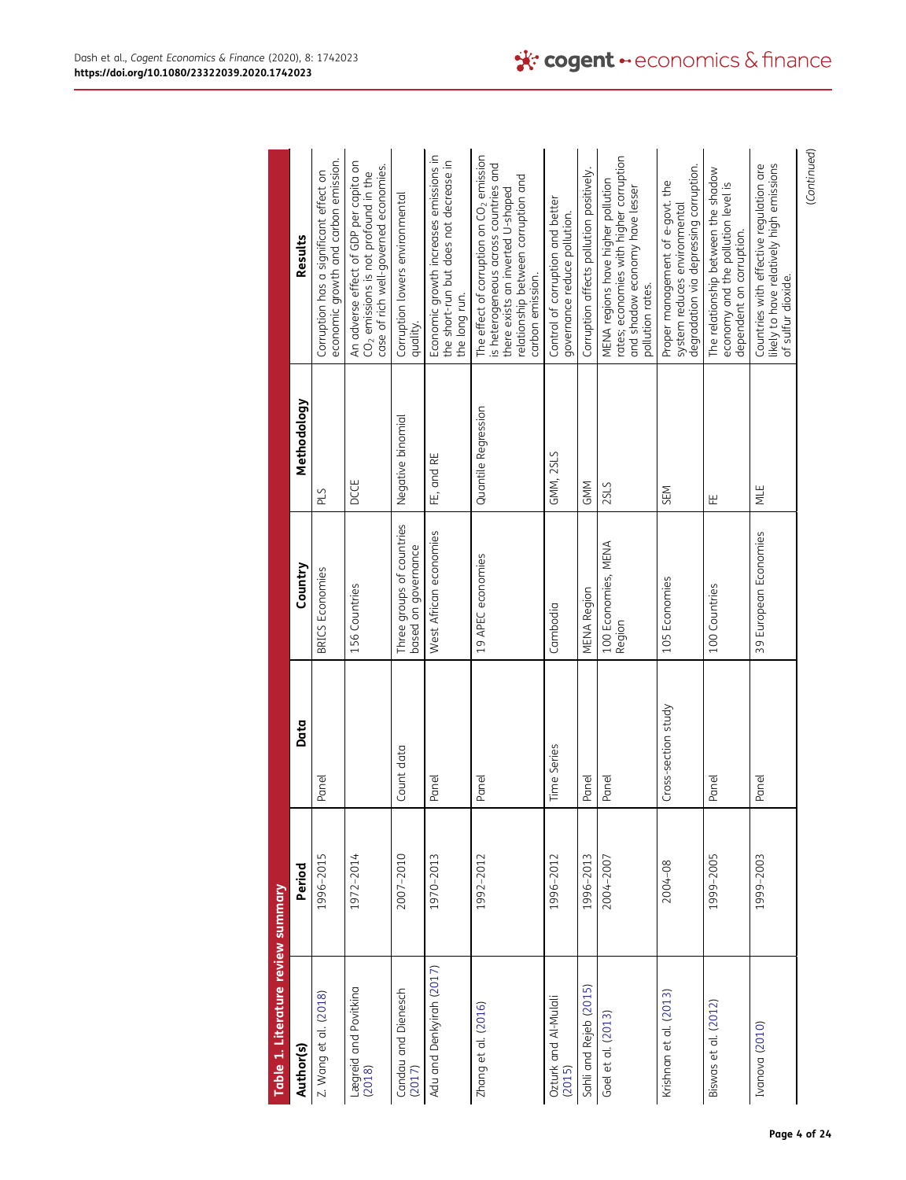**Table 1. Literature review summary**

| Author(s) | Period | Data | Country | Methodology | Results |
|---|---|---|---|---|---|
| Z. Wang et al. (2018) | 1996–2015 | Panel | BRICS Economies | PLS | Corruption has a significant effect on economic growth and carbon emission. |
| Lægreid and Povitkina (2018) | 1972–2014 | | 156 Countries | DCCE | An adverse effect of GDP per capita on $CO_2$ emissions is not profound in the case of rich well-governed economies. |
| Candau and Dienesch (2017) | 2007–2010 | Count data | Three groups of countries based on governance | Negative binomial | Corruption lowers environmental quality. |
| Adu and Denkyirah (2017) | 1970–2013 | Panel | West African economies | FE, and RE | Economic growth increases emissions in the short-run but does not decrease in the long run. |
| Zhang et al. (2016) | 1992–2012 | Panel | 19 APEC economies | Quantile Regression | The effect of corruption on $CO_2$ emission is heterogeneous across countries and there exists an inverted U-shaped relationship between corruption and carbon emission. |
| Ozturk and Al-Mulali (2015) | 1996–2012 | Time Series | Cambodia | GMM, 2SLS | Control of corruption and better governance reduce pollution. |
| Sahli and Rejeb (2015) | 1996–2013 | Panel | MENA Region | GMM | Corruption affects pollution positively. |
| Goel et al. (2013) | 2004–2007 | Panel | 100 Economies, MENA Region | 2SLS | MENA regions have higher pollution rates; economies with higher corruption and shadow economy have lesser pollution rates. |
| Krishnan et al. (2013) | 2004–08 | Cross-section study | 105 Economies | SEM | Proper management of e-govt. the system reduces environmental degradation via depressing corruption. |
| Biswas et al. (2012) | 1999–2005 | Panel | 100 Countries | FE | The relationship between the shadow economy and the pollution level is dependent on corruption. |
| Ivanova (2010) | 1999–2003 | Panel | 39 European Economies | MLE | Countries with effective regulation are likely to have relatively high emissions of sulfur dioxide. |

(Continued)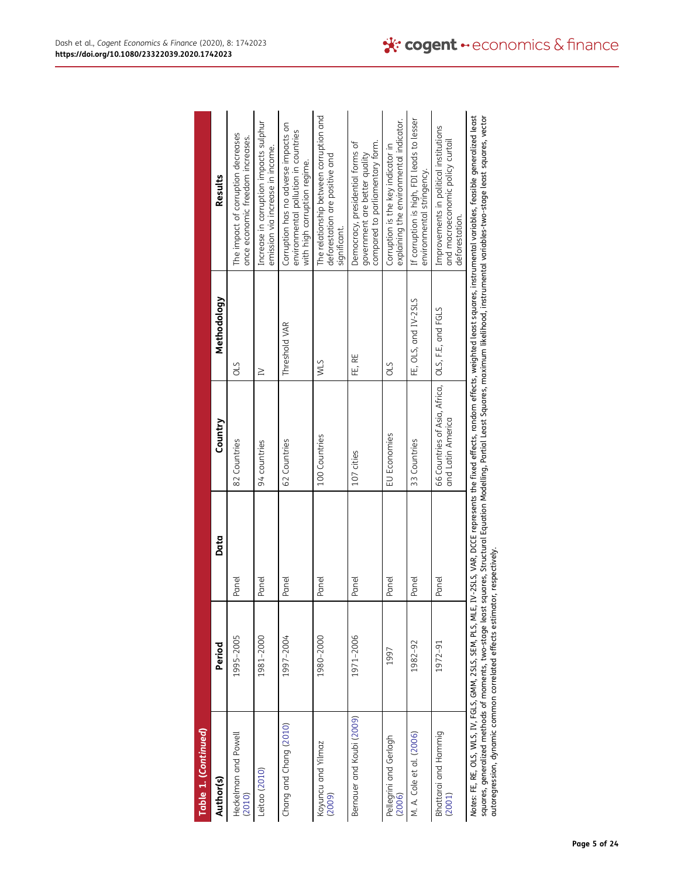**Table 1. (Continued)**

| Author(s) | Period | Data | Country | Methodology | Results |
|---|---|---|---|---|---|
| Heckelman and Powell (2010) | 1995–2005 | Panel | 82 Countries | OLS | The impact of corruption decreases once economic freedom increases. |
| Leitao (2010) | 1981–2000 | Panel | 94 countries | IV | Increase in corruption impacts sulphur emission via increase in income. |
| Chang and Chang (2010) | 1997–2004 | Panel | 62 Countries | Threshold VAR | Corruption has no adverse impacts on environmental pollution in countries with high corruption regime. |
| Koyuncu and Yilmaz (2009) | 1980–2000 | Panel | 100 Countries | WLS | The relationship between corruption and deforestation are positive and significant. |
| Bernauer and Koubi (2009) | 1971–2006 | Panel | 107 cities | FE, RE | Democracy, presidential forms of government are better quality compared to parliamentary form. |
| Pellegrini and Gerlagh (2006) | 1997 | Panel | EU Economies | OLS | Corruption is the key indicator in explaining the environmental indicator. |
| M. A. Cole et al. (2006) | 1982–92 | Panel | 33 Countries | FE, OLS, and IV-2SLS | If corruption is high, FDI leads to lesser environmental stringency. |
| Bhattarai and Hammig (2001) | 1972–91 | Panel | 66 Countries of Asia, Africa, and Latin America | OLS, F.E, and FGLS | Improvements in political institutions and macroeconomic policy curtail deforestation. |

*Notes*: FE, RE, OLS, WLS, IV, FGLS, GMM, 2SLS, SEM, PLS, MLE, IV-2SLS, VAR, DCCE represents the fixed effects, random effects, ordinary least squares, weighted least squares, instrumental variables, feasible generalized least squares, generalized methods of moments, two-stage least squares, Structural Equation Modelling, Partial Least Squares, maximum likelihood, instrumental variables-two-stage least squares, vector autoregression, dynamic common correlated effects estimator, respectively.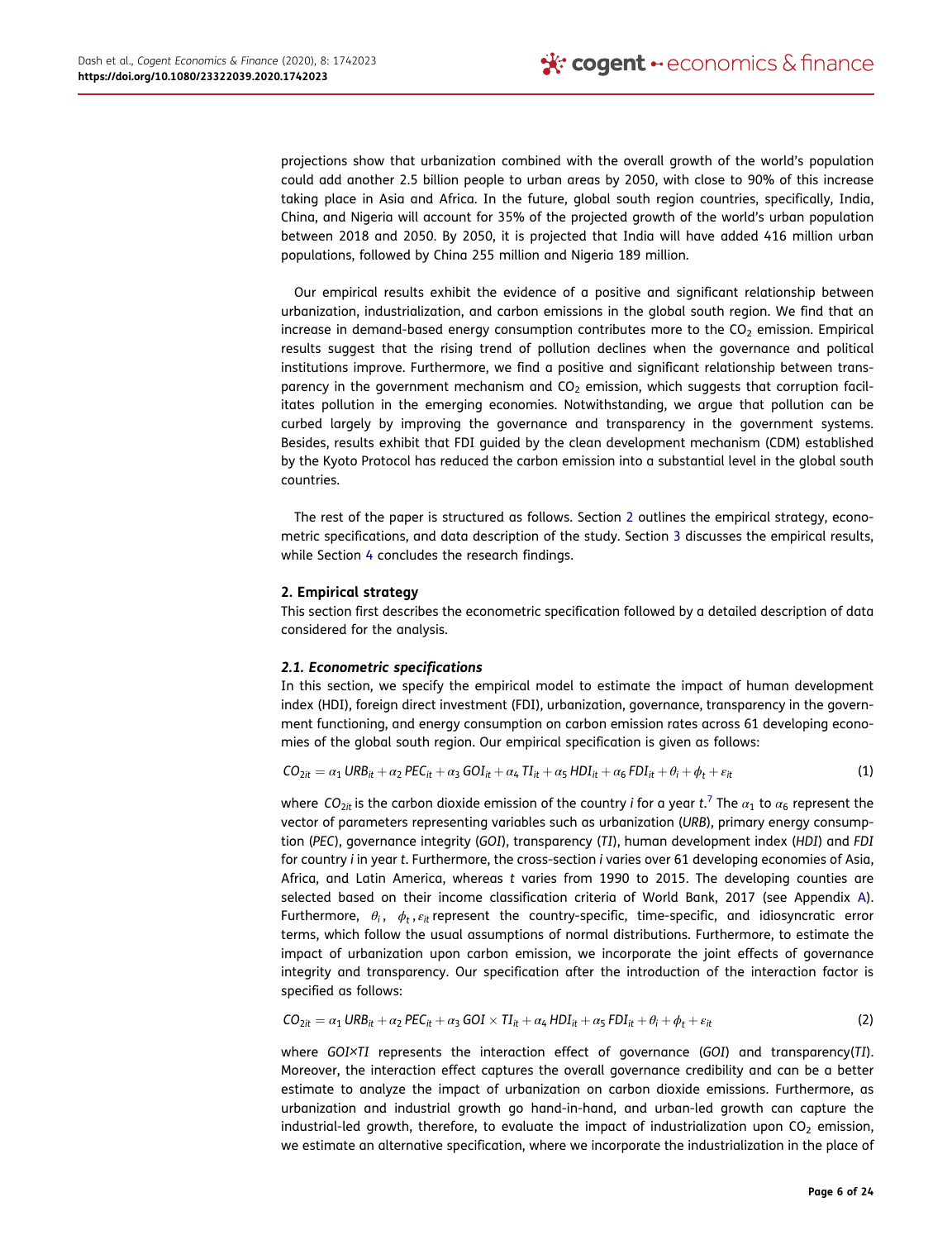projections show that urbanization combined with the overall growth of the world's population could add another 2.5 billion people to urban areas by 2050, with close to 90% of this increase taking place in Asia and Africa. In the future, global south region countries, specifically, India, China, and Nigeria will account for 35% of the projected growth of the world's urban population between 2018 and 2050. By 2050, it is projected that India will have added 416 million urban populations, followed by China 255 million and Nigeria 189 million.

Our empirical results exhibit the evidence of a positive and significant relationship between urbanization, industrialization, and carbon emissions in the global south region. We find that an increase in demand-based energy consumption contributes more to the $CO_2$ emission. Empirical results suggest that the rising trend of pollution declines when the governance and political institutions improve. Furthermore, we find a positive and significant relationship between transparency in the government mechanism and $CO_2$ emission, which suggests that corruption facilitates pollution in the emerging economies. Notwithstanding, we argue that pollution can be curbed largely by improving the governance and transparency in the government systems. Besides, results exhibit that FDI guided by the clean development mechanism (CDM) established by the Kyoto Protocol has reduced the carbon emission into a substantial level in the global south countries.

The rest of the paper is structured as follows. Section 2 outlines the empirical strategy, econometric specifications, and data description of the study. Section 3 discusses the empirical results, while Section 4 concludes the research findings.

## 2. Empirical strategy

This section first describes the econometric specification followed by a detailed description of data considered for the analysis.

### *2.1. Econometric specifications*

In this section, we specify the empirical model to estimate the impact of human development index (HDI), foreign direct investment (FDI), urbanization, governance, transparency in the government functioning, and energy consumption on carbon emission rates across 61 developing economies of the global south region. Our empirical specification is given as follows:

$$CO_{2it} = \alpha_1\, URB_{it} + \alpha_2\, PEC_{it} + \alpha_3\, GOI_{it} + \alpha_4\, TI_{it} + \alpha_5\, HDI_{it} + \alpha_6\, FDI_{it} + \theta_i + \phi_t + \varepsilon_{it} \quad (1)$$

where $CO_{2it}$ is the carbon dioxide emission of the country *i* for a year *t*.[7] The $\alpha_1$ to $\alpha_6$ represent the vector of parameters representing variables such as urbanization (*URB*), primary energy consumption (*PEC*), governance integrity (*GOI*), transparency (*TI*), human development index (*HDI*) and *FDI* for country *i* in year *t*. Furthermore, the cross-section *i* varies over 61 developing economies of Asia, Africa, and Latin America, whereas *t* varies from 1990 to 2015. The developing counties are selected based on their income classification criteria of World Bank, 2017 (see Appendix A). Furthermore, $\theta_i$, $\phi_t$, $\varepsilon_{it}$ represent the country-specific, time-specific, and idiosyncratic error terms, which follow the usual assumptions of normal distributions. Furthermore, to estimate the impact of urbanization upon carbon emission, we incorporate the joint effects of governance integrity and transparency. Our specification after the introduction of the interaction factor is specified as follows:

$$CO_{2it} = \alpha_1\, URB_{it} + \alpha_2\, PEC_{it} + \alpha_3\, GOI \times TI_{it} + \alpha_4\, HDI_{it} + \alpha_5\, FDI_{it} + \theta_i + \phi_t + \varepsilon_{it} \quad (2)$$

where *GOI×TI* represents the interaction effect of governance (*GOI*) and transparency(*TI*). Moreover, the interaction effect captures the overall governance credibility and can be a better estimate to analyze the impact of urbanization on carbon dioxide emissions. Furthermore, as urbanization and industrial growth go hand-in-hand, and urban-led growth can capture the industrial-led growth, therefore, to evaluate the impact of industrialization upon $CO_2$ emission, we estimate an alternative specification, where we incorporate the industrialization in the place of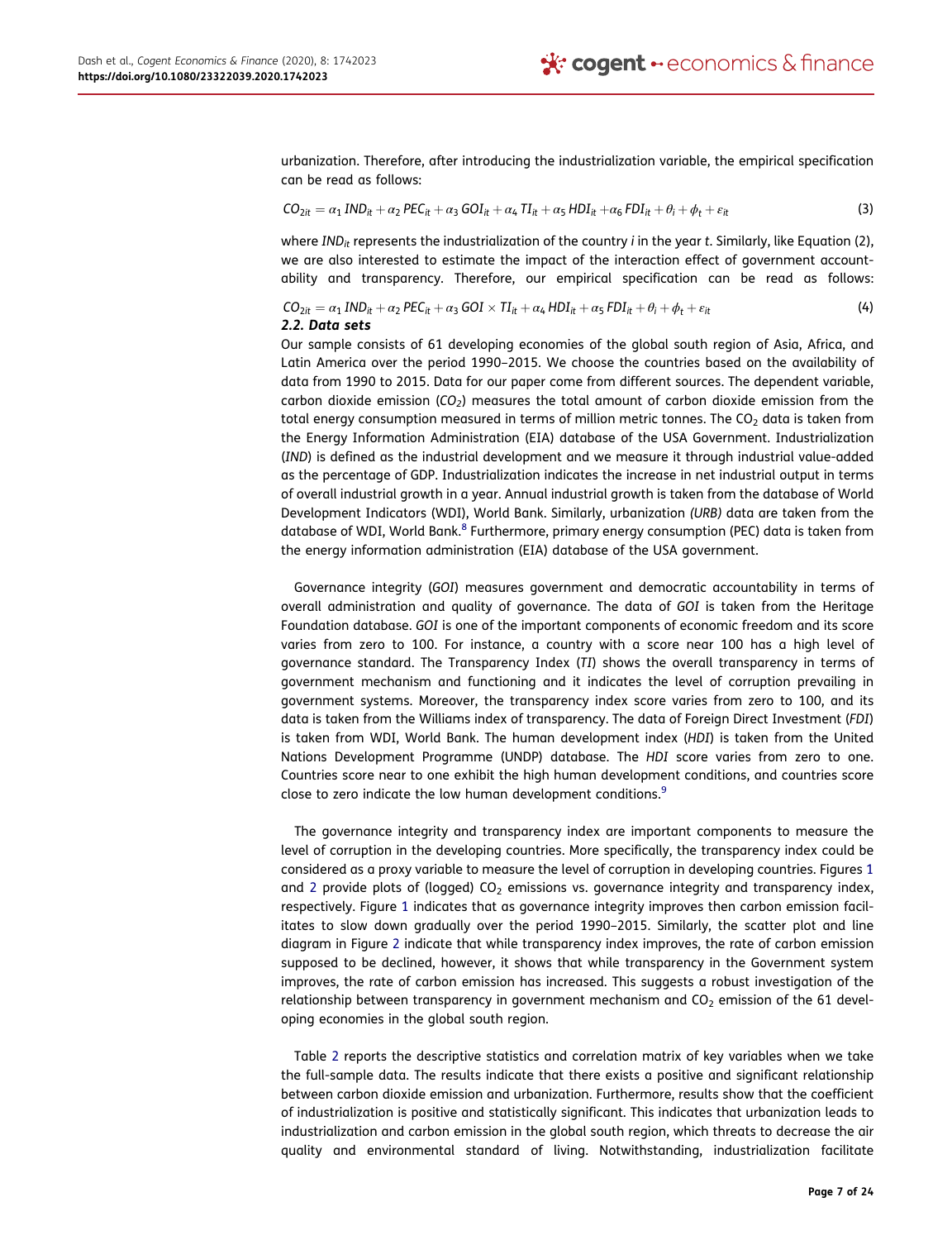urbanization. Therefore, after introducing the industrialization variable, the empirical specification can be read as follows:

$$CO_{2it} = \alpha_1 IND_{it} + \alpha_2 PEC_{it} + \alpha_3 GOI_{it} + \alpha_4 TI_{it} + \alpha_5 HDI_{it} + \alpha_6 FDI_{it} + \theta_i + \phi_t + \varepsilon_{it} \tag{3}$$

where $IND_{it}$ represents the industrialization of the country $i$ in the year $t$. Similarly, like Equation (2), we are also interested to estimate the impact of the interaction effect of government accountability and transparency. Therefore, our empirical specification can be read as follows:

$$CO_{2it} = \alpha_1 IND_{it} + \alpha_2 PEC_{it} + \alpha_3 GOI \times TI_{it} + \alpha_4 HDI_{it} + \alpha_5 FDI_{it} + \theta_i + \phi_t + \varepsilon_{it} \tag{4}$$

### 2.2. Data sets

Our sample consists of 61 developing economies of the global south region of Asia, Africa, and Latin America over the period 1990–2015. We choose the countries based on the availability of data from 1990 to 2015. Data for our paper come from different sources. The dependent variable, carbon dioxide emission ($CO_2$) measures the total amount of carbon dioxide emission from the total energy consumption measured in terms of million metric tonnes. The $CO_2$ data is taken from the Energy Information Administration (EIA) database of the USA Government. Industrialization (*IND*) is defined as the industrial development and we measure it through industrial value-added as the percentage of GDP. Industrialization indicates the increase in net industrial output in terms of overall industrial growth in a year. Annual industrial growth is taken from the database of World Development Indicators (WDI), World Bank. Similarly, urbanization *(URB)* data are taken from the database of WDI, World Bank.[8] Furthermore, primary energy consumption (PEC) data is taken from the energy information administration (EIA) database of the USA government.

Governance integrity (*GOI*) measures government and democratic accountability in terms of overall administration and quality of governance. The data of *GOI* is taken from the Heritage Foundation database. *GOI* is one of the important components of economic freedom and its score varies from zero to 100. For instance, a country with a score near 100 has a high level of governance standard. The Transparency Index (*TI*) shows the overall transparency in terms of government mechanism and functioning and it indicates the level of corruption prevailing in government systems. Moreover, the transparency index score varies from zero to 100, and its data is taken from the Williams index of transparency. The data of Foreign Direct Investment (*FDI*) is taken from WDI, World Bank. The human development index (*HDI*) is taken from the United Nations Development Programme (UNDP) database. The *HDI* score varies from zero to one. Countries score near to one exhibit the high human development conditions, and countries score close to zero indicate the low human development conditions.[9]

The governance integrity and transparency index are important components to measure the level of corruption in the developing countries. More specifically, the transparency index could be considered as a proxy variable to measure the level of corruption in developing countries. Figures 1 and 2 provide plots of (logged) $CO_2$ emissions vs. governance integrity and transparency index, respectively. Figure 1 indicates that as governance integrity improves then carbon emission facilitates to slow down gradually over the period 1990–2015. Similarly, the scatter plot and line diagram in Figure 2 indicate that while transparency index improves, the rate of carbon emission supposed to be declined, however, it shows that while transparency in the Government system improves, the rate of carbon emission has increased. This suggests a robust investigation of the relationship between transparency in government mechanism and $CO_2$ emission of the 61 developing economies in the global south region.

Table 2 reports the descriptive statistics and correlation matrix of key variables when we take the full-sample data. The results indicate that there exists a positive and significant relationship between carbon dioxide emission and urbanization. Furthermore, results show that the coefficient of industrialization is positive and statistically significant. This indicates that urbanization leads to industrialization and carbon emission in the global south region, which threats to decrease the air quality and environmental standard of living. Notwithstanding, industrialization facilitate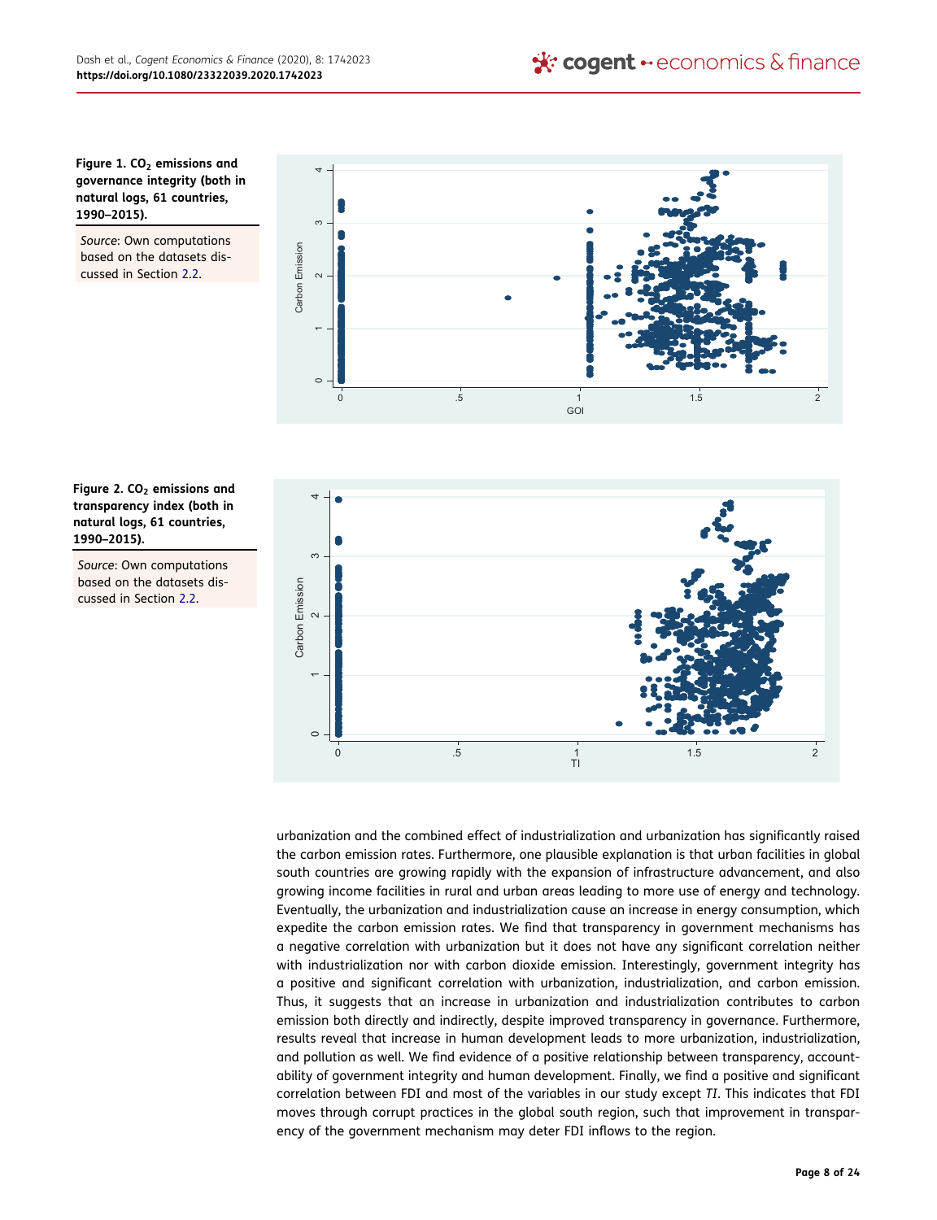**Figure 1. $CO_2$ emissions and governance integrity (both in natural logs, 61 countries, 1990–2015).**

*Source*: Own computations based on the datasets discussed in Section 2.2.

**Figure 2. $CO_2$ emissions and transparency index (both in natural logs, 61 countries, 1990–2015).**

*Source*: Own computations based on the datasets discussed in Section 2.2.

urbanization and the combined effect of industrialization and urbanization has significantly raised the carbon emission rates. Furthermore, one plausible explanation is that urban facilities in global south countries are growing rapidly with the expansion of infrastructure advancement, and also growing income facilities in rural and urban areas leading to more use of energy and technology. Eventually, the urbanization and industrialization cause an increase in energy consumption, which expedite the carbon emission rates. We find that transparency in government mechanisms has a negative correlation with urbanization but it does not have any significant correlation neither with industrialization nor with carbon dioxide emission. Interestingly, government integrity has a positive and significant correlation with urbanization, industrialization, and carbon emission. Thus, it suggests that an increase in urbanization and industrialization contributes to carbon emission both directly and indirectly, despite improved transparency in governance. Furthermore, results reveal that increase in human development leads to more urbanization, industrialization, and pollution as well. We find evidence of a positive relationship between transparency, accountability of government integrity and human development. Finally, we find a positive and significant correlation between FDI and most of the variables in our study except *TI*. This indicates that FDI moves through corrupt practices in the global south region, such that improvement in transparency of the government mechanism may deter FDI inflows to the region.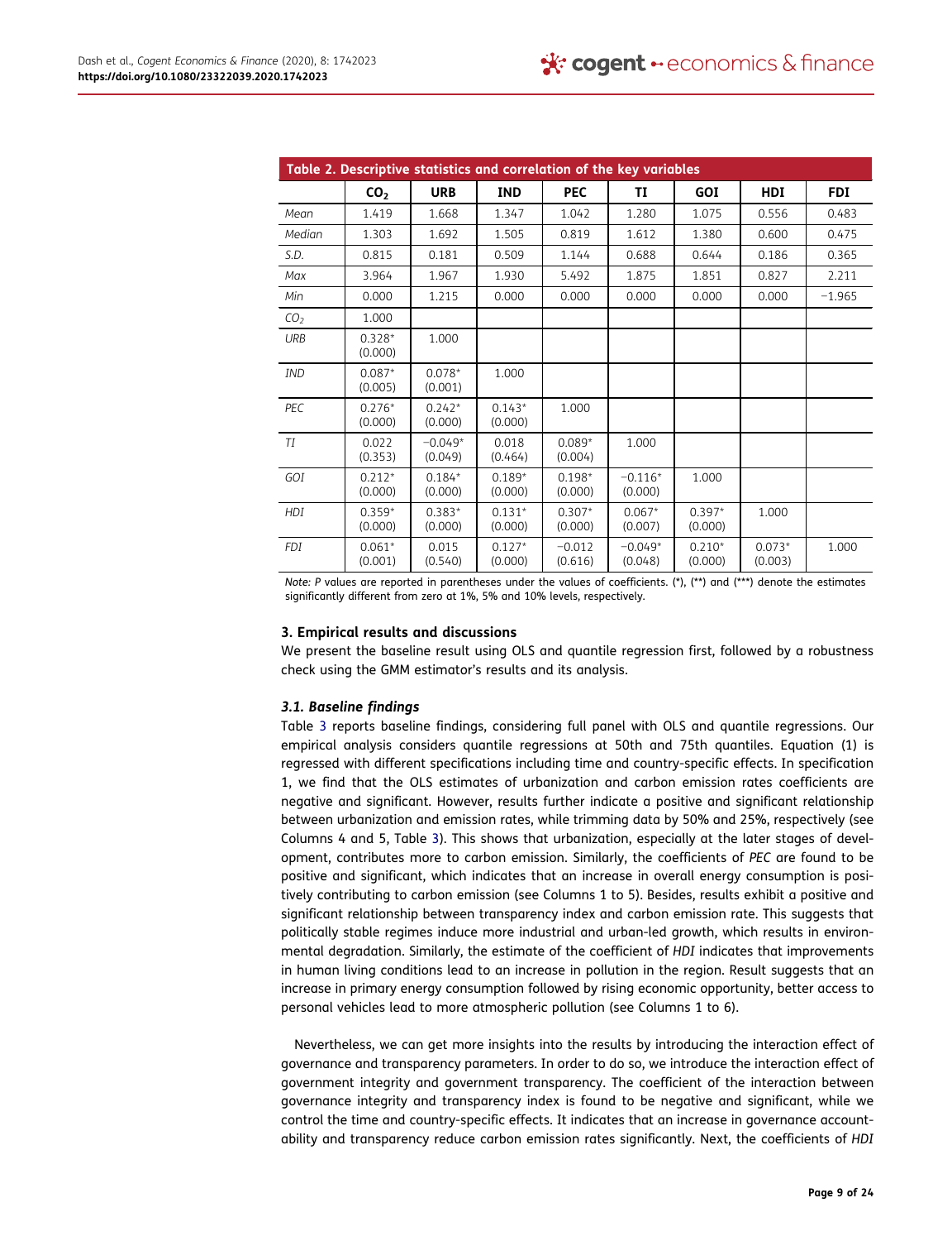**Table 2. Descriptive statistics and correlation of the key variables**

| | $CO_2$ | URB | IND | PEC | TI | GOI | HDI | FDI |
|---|---|---|---|---|---|---|---|---|
| *Mean* | 1.419 | 1.668 | 1.347 | 1.042 | 1.280 | 1.075 | 0.556 | 0.483 |
| *Median* | 1.303 | 1.692 | 1.505 | 0.819 | 1.612 | 1.380 | 0.600 | 0.475 |
| *S.D.* | 0.815 | 0.181 | 0.509 | 1.144 | 0.688 | 0.644 | 0.186 | 0.365 |
| *Max* | 3.964 | 1.967 | 1.930 | 5.492 | 1.875 | 1.851 | 0.827 | 2.211 |
| *Min* | 0.000 | 1.215 | 0.000 | 0.000 | 0.000 | 0.000 | 0.000 | −1.965 |
| *$CO_2$* | 1.000 | | | | | | | |
| *URB* | 0.328* (0.000) | 1.000 | | | | | | |
| *IND* | 0.087* (0.005) | 0.078* (0.001) | 1.000 | | | | | |
| *PEC* | 0.276* (0.000) | 0.242* (0.000) | 0.143* (0.000) | 1.000 | | | | |
| *TI* | 0.022 (0.353) | −0.049* (0.049) | 0.018 (0.464) | 0.089* (0.004) | 1.000 | | | |
| *GOI* | 0.212* (0.000) | 0.184* (0.000) | 0.189* (0.000) | 0.198* (0.000) | −0.116* (0.000) | 1.000 | | |
| *HDI* | 0.359* (0.000) | 0.383* (0.000) | 0.131* (0.000) | 0.307* (0.000) | 0.067* (0.007) | 0.397* (0.000) | 1.000 | |
| *FDI* | 0.061* (0.001) | 0.015 (0.540) | 0.127* (0.000) | −0.012 (0.616) | −0.049* (0.048) | 0.210* (0.000) | 0.073* (0.003) | 1.000 |

*Note: P* values are reported in parentheses under the values of coefficients. (*), (**) and (***) denote the estimates significantly different from zero at 1%, 5% and 10% levels, respectively.

## 3. Empirical results and discussions

We present the baseline result using OLS and quantile regression first, followed by a robustness check using the GMM estimator's results and its analysis.

### 3.1. Baseline findings

Table 3 reports baseline findings, considering full panel with OLS and quantile regressions. Our empirical analysis considers quantile regressions at 50th and 75th quantiles. Equation (1) is regressed with different specifications including time and country-specific effects. In specification 1, we find that the OLS estimates of urbanization and carbon emission rates coefficients are negative and significant. However, results further indicate a positive and significant relationship between urbanization and emission rates, while trimming data by 50% and 25%, respectively (see Columns 4 and 5, Table 3). This shows that urbanization, especially at the later stages of development, contributes more to carbon emission. Similarly, the coefficients of *PEC* are found to be positive and significant, which indicates that an increase in overall energy consumption is positively contributing to carbon emission (see Columns 1 to 5). Besides, results exhibit a positive and significant relationship between transparency index and carbon emission rate. This suggests that politically stable regimes induce more industrial and urban-led growth, which results in environmental degradation. Similarly, the estimate of the coefficient of *HDI* indicates that improvements in human living conditions lead to an increase in pollution in the region. Result suggests that an increase in primary energy consumption followed by rising economic opportunity, better access to personal vehicles lead to more atmospheric pollution (see Columns 1 to 6).

Nevertheless, we can get more insights into the results by introducing the interaction effect of governance and transparency parameters. In order to do so, we introduce the interaction effect of government integrity and government transparency. The coefficient of the interaction between governance integrity and transparency index is found to be negative and significant, while we control the time and country-specific effects. It indicates that an increase in governance accountability and transparency reduce carbon emission rates significantly. Next, the coefficients of *HDI*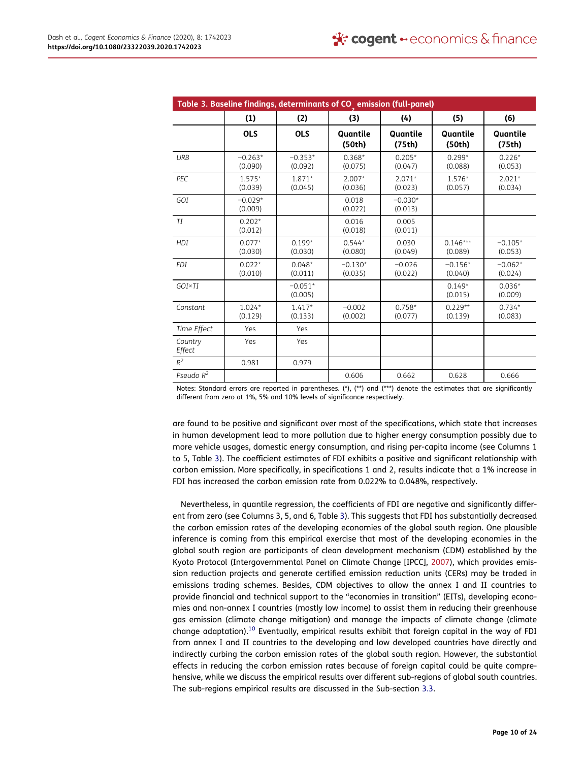**Table 3. Baseline findings, determinants of $CO_2$ emission (full-panel)**

| | (1) | (2) | (3) | (4) | (5) | (6) |
|---|---|---|---|---|---|---|
| | **OLS** | **OLS** | **Quantile (50th)** | **Quantile (75th)** | **Quantile (50th)** | **Quantile (75th)** |
| *URB* | −0.263* (0.090) | −0.353* (0.092) | 0.368* (0.075) | 0.205* (0.047) | 0.299* (0.088) | 0.226* (0.053) |
| *PEC* | 1.575* (0.039) | 1.871* (0.045) | 2.007* (0.036) | 2.071* (0.023) | 1.576* (0.057) | 2.021* (0.034) |
| *GOI* | −0.029* (0.009) | | 0.018 (0.022) | −0.030* (0.013) | | |
| *TI* | 0.202* (0.012) | | 0.016 (0.018) | 0.005 (0.011) | | |
| *HDI* | 0.077* (0.030) | 0.199* (0.030) | 0.544* (0.080) | 0.030 (0.049) | 0.146*** (0.089) | −0.105* (0.053) |
| *FDI* | 0.022* (0.010) | 0.048* (0.011) | −0.130* (0.035) | −0.026 (0.022) | −0.156* (0.040) | −0.062* (0.024) |
| *GOI×TI* | | −0.051* (0.005) | | | 0.149* (0.015) | 0.036* (0.009) |
| *Constant* | 1.024* (0.129) | 1.417* (0.133) | −0.002 (0.002) | 0.758* (0.077) | 0.229** (0.139) | 0.734* (0.083) |
| *Time Effect* | Yes | Yes | | | | |
| *Country Effect* | Yes | Yes | | | | |
| $R^2$ | 0.981 | 0.979 | | | | |
| *Pseudo* $R^2$ | | | 0.606 | 0.662 | 0.628 | 0.666 |

Notes: Standard errors are reported in parentheses. (*), (**) and (***) denote the estimates that are significantly different from zero at 1%, 5% and 10% levels of significance respectively.

are found to be positive and significant over most of the specifications, which state that increases in human development lead to more pollution due to higher energy consumption possibly due to more vehicle usages, domestic energy consumption, and rising per-capita income (see Columns 1 to 5, Table 3). The coefficient estimates of FDI exhibits a positive and significant relationship with carbon emission. More specifically, in specifications 1 and 2, results indicate that a 1% increase in FDI has increased the carbon emission rate from 0.022% to 0.048%, respectively.

Nevertheless, in quantile regression, the coefficients of FDI are negative and significantly different from zero (see Columns 3, 5, and 6, Table 3). This suggests that FDI has substantially decreased the carbon emission rates of the developing economies of the global south region. One plausible inference is coming from this empirical exercise that most of the developing economies in the global south region are participants of clean development mechanism (CDM) established by the Kyoto Protocol (Intergovernmental Panel on Climate Change [IPCC], 2007), which provides emission reduction projects and generate certified emission reduction units (CERs) may be traded in emissions trading schemes. Besides, CDM objectives to allow the annex I and II countries to provide financial and technical support to the "economies in transition" (EITs), developing economies and non-annex I countries (mostly low income) to assist them in reducing their greenhouse gas emission (climate change mitigation) and manage the impacts of climate change (climate change adaptation).[10] Eventually, empirical results exhibit that foreign capital in the way of FDI from annex I and II countries to the developing and low developed countries have directly and indirectly curbing the carbon emission rates of the global south region. However, the substantial effects in reducing the carbon emission rates because of foreign capital could be quite comprehensive, while we discuss the empirical results over different sub-regions of global south countries. The sub-regions empirical results are discussed in the Sub-section 3.3.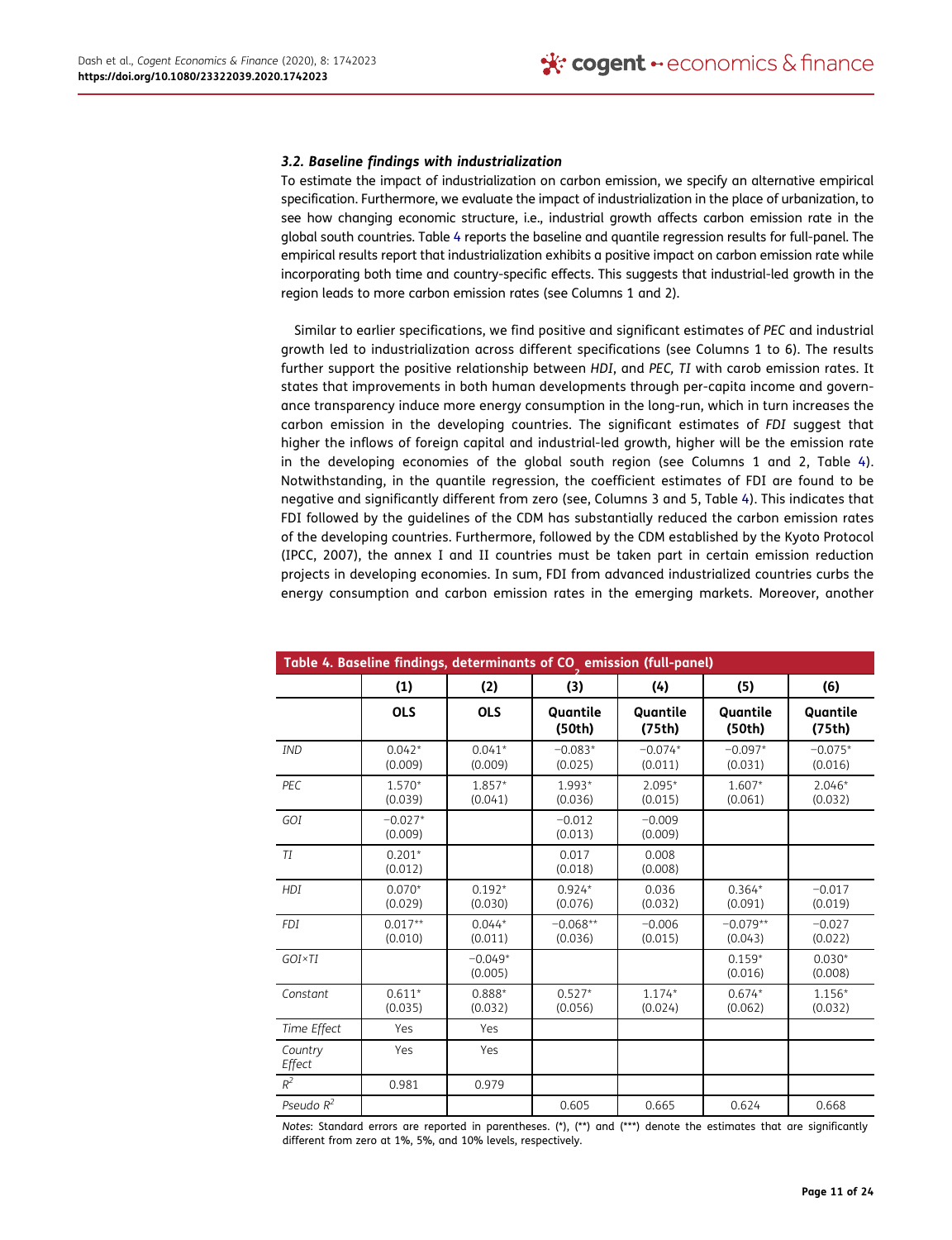### 3.2. Baseline findings with industrialization

To estimate the impact of industrialization on carbon emission, we specify an alternative empirical specification. Furthermore, we evaluate the impact of industrialization in the place of urbanization, to see how changing economic structure, i.e., industrial growth affects carbon emission rate in the global south countries. Table 4 reports the baseline and quantile regression results for full-panel. The empirical results report that industrialization exhibits a positive impact on carbon emission rate while incorporating both time and country-specific effects. This suggests that industrial-led growth in the region leads to more carbon emission rates (see Columns 1 and 2).

Similar to earlier specifications, we find positive and significant estimates of *PEC* and industrial growth led to industrialization across different specifications (see Columns 1 to 6). The results further support the positive relationship between *HDI*, and *PEC, TI* with carob emission rates. It states that improvements in both human developments through per-capita income and governance transparency induce more energy consumption in the long-run, which in turn increases the carbon emission in the developing countries. The significant estimates of *FDI* suggest that higher the inflows of foreign capital and industrial-led growth, higher will be the emission rate in the developing economies of the global south region (see Columns 1 and 2, Table 4). Notwithstanding, in the quantile regression, the coefficient estimates of FDI are found to be negative and significantly different from zero (see, Columns 3 and 5, Table 4). This indicates that FDI followed by the guidelines of the CDM has substantially reduced the carbon emission rates of the developing countries. Furthermore, followed by the CDM established by the Kyoto Protocol (IPCC, 2007), the annex I and II countries must be taken part in certain emission reduction projects in developing economies. In sum, FDI from advanced industrialized countries curbs the energy consumption and carbon emission rates in the emerging markets. Moreover, another

**Table 4. Baseline findings, determinants of $CO_2$ emission (full-panel)**

| | (1) | (2) | (3) | (4) | (5) | (6) |
|---|---|---|---|---|---|---|
| | OLS | OLS | Quantile (50th) | Quantile (75th) | Quantile (50th) | Quantile (75th) |
| *IND* | 0.042* (0.009) | 0.041* (0.009) | −0.083* (0.025) | −0.074* (0.011) | −0.097* (0.031) | −0.075* (0.016) |
| *PEC* | 1.570* (0.039) | 1.857* (0.041) | 1.993* (0.036) | 2.095* (0.015) | 1.607* (0.061) | 2.046* (0.032) |
| *GOI* | −0.027* (0.009) | | −0.012 (0.013) | −0.009 (0.009) | | |
| *TI* | 0.201* (0.012) | | 0.017 (0.018) | 0.008 (0.008) | | |
| *HDI* | 0.070* (0.029) | 0.192* (0.030) | 0.924* (0.076) | 0.036 (0.032) | 0.364* (0.091) | −0.017 (0.019) |
| *FDI* | 0.017** (0.010) | 0.044* (0.011) | −0.068** (0.036) | −0.006 (0.015) | −0.079** (0.043) | −0.027 (0.022) |
| *GOI×TI* | | −0.049* (0.005) | | | 0.159* (0.016) | 0.030* (0.008) |
| *Constant* | 0.611* (0.035) | 0.888* (0.032) | 0.527* (0.056) | 1.174* (0.024) | 0.674* (0.062) | 1.156* (0.032) |
| *Time Effect* | Yes | Yes | | | | |
| *Country Effect* | Yes | Yes | | | | |
| $R^2$ | 0.981 | 0.979 | | | | |
| *Pseudo* $R^2$ | | | 0.605 | 0.665 | 0.624 | 0.668 |

*Notes*: Standard errors are reported in parentheses. (*), (**) and (***) denote the estimates that are significantly different from zero at 1%, 5%, and 10% levels, respectively.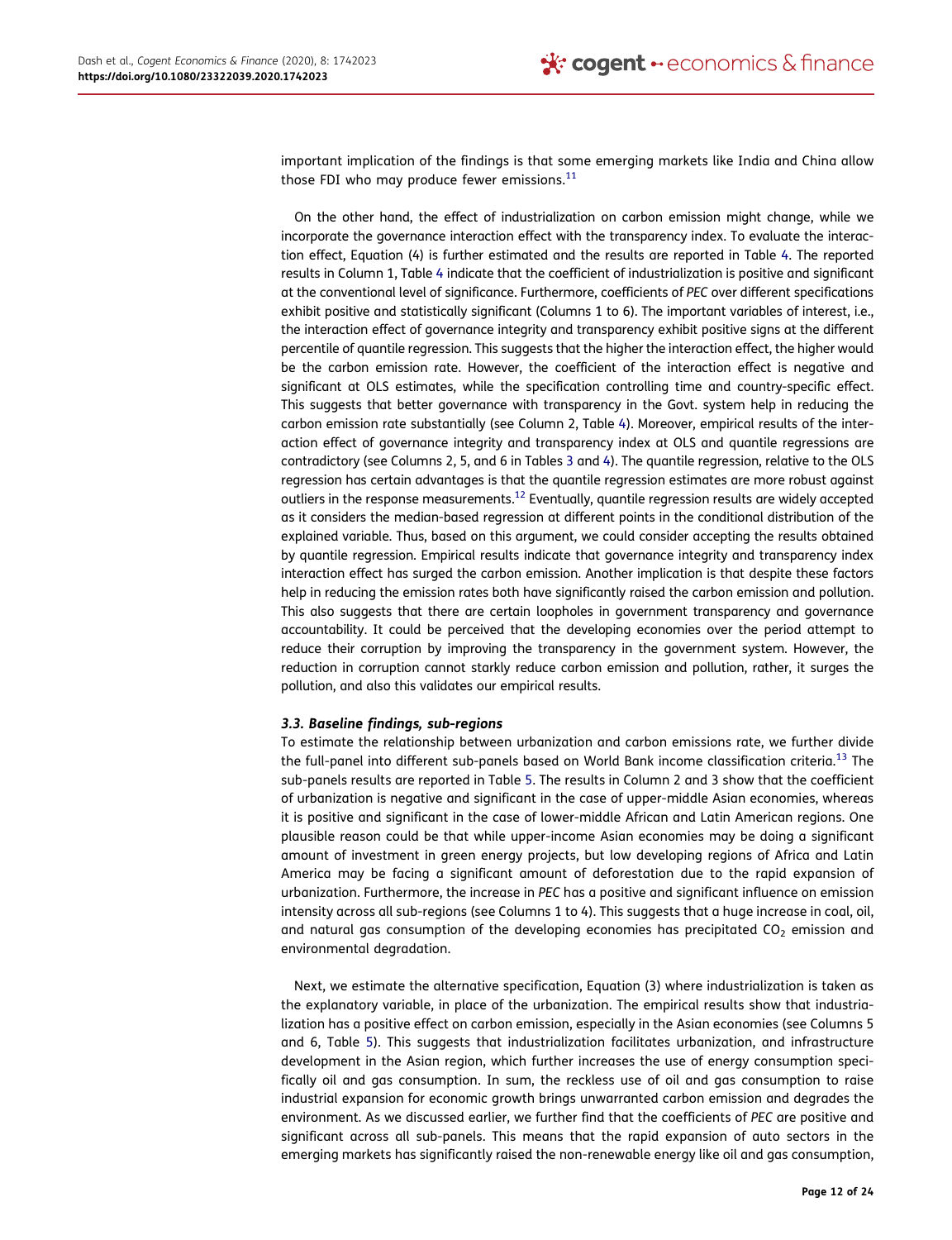important implication of the findings is that some emerging markets like India and China allow those FDI who may produce fewer emissions.[11]

On the other hand, the effect of industrialization on carbon emission might change, while we incorporate the governance interaction effect with the transparency index. To evaluate the interaction effect, Equation (4) is further estimated and the results are reported in Table 4. The reported results in Column 1, Table 4 indicate that the coefficient of industrialization is positive and significant at the conventional level of significance. Furthermore, coefficients of *PEC* over different specifications exhibit positive and statistically significant (Columns 1 to 6). The important variables of interest, i.e., the interaction effect of governance integrity and transparency exhibit positive signs at the different percentile of quantile regression. This suggests that the higher the interaction effect, the higher would be the carbon emission rate. However, the coefficient of the interaction effect is negative and significant at OLS estimates, while the specification controlling time and country-specific effect. This suggests that better governance with transparency in the Govt. system help in reducing the carbon emission rate substantially (see Column 2, Table 4). Moreover, empirical results of the interaction effect of governance integrity and transparency index at OLS and quantile regressions are contradictory (see Columns 2, 5, and 6 in Tables 3 and 4). The quantile regression, relative to the OLS regression has certain advantages is that the quantile regression estimates are more robust against outliers in the response measurements.[12] Eventually, quantile regression results are widely accepted as it considers the median-based regression at different points in the conditional distribution of the explained variable. Thus, based on this argument, we could consider accepting the results obtained by quantile regression. Empirical results indicate that governance integrity and transparency index interaction effect has surged the carbon emission. Another implication is that despite these factors help in reducing the emission rates both have significantly raised the carbon emission and pollution. This also suggests that there are certain loopholes in government transparency and governance accountability. It could be perceived that the developing economies over the period attempt to reduce their corruption by improving the transparency in the government system. However, the reduction in corruption cannot starkly reduce carbon emission and pollution, rather, it surges the pollution, and also this validates our empirical results.

### 3.3. Baseline findings, sub-regions

To estimate the relationship between urbanization and carbon emissions rate, we further divide the full-panel into different sub-panels based on World Bank income classification criteria.[13] The sub-panels results are reported in Table 5. The results in Column 2 and 3 show that the coefficient of urbanization is negative and significant in the case of upper-middle Asian economies, whereas it is positive and significant in the case of lower-middle African and Latin American regions. One plausible reason could be that while upper-income Asian economies may be doing a significant amount of investment in green energy projects, but low developing regions of Africa and Latin America may be facing a significant amount of deforestation due to the rapid expansion of urbanization. Furthermore, the increase in *PEC* has a positive and significant influence on emission intensity across all sub-regions (see Columns 1 to 4). This suggests that a huge increase in coal, oil, and natural gas consumption of the developing economies has precipitated $CO_2$ emission and environmental degradation.

Next, we estimate the alternative specification, Equation (3) where industrialization is taken as the explanatory variable, in place of the urbanization. The empirical results show that industrialization has a positive effect on carbon emission, especially in the Asian economies (see Columns 5 and 6, Table 5). This suggests that industrialization facilitates urbanization, and infrastructure development in the Asian region, which further increases the use of energy consumption specifically oil and gas consumption. In sum, the reckless use of oil and gas consumption to raise industrial expansion for economic growth brings unwarranted carbon emission and degrades the environment. As we discussed earlier, we further find that the coefficients of *PEC* are positive and significant across all sub-panels. This means that the rapid expansion of auto sectors in the emerging markets has significantly raised the non-renewable energy like oil and gas consumption,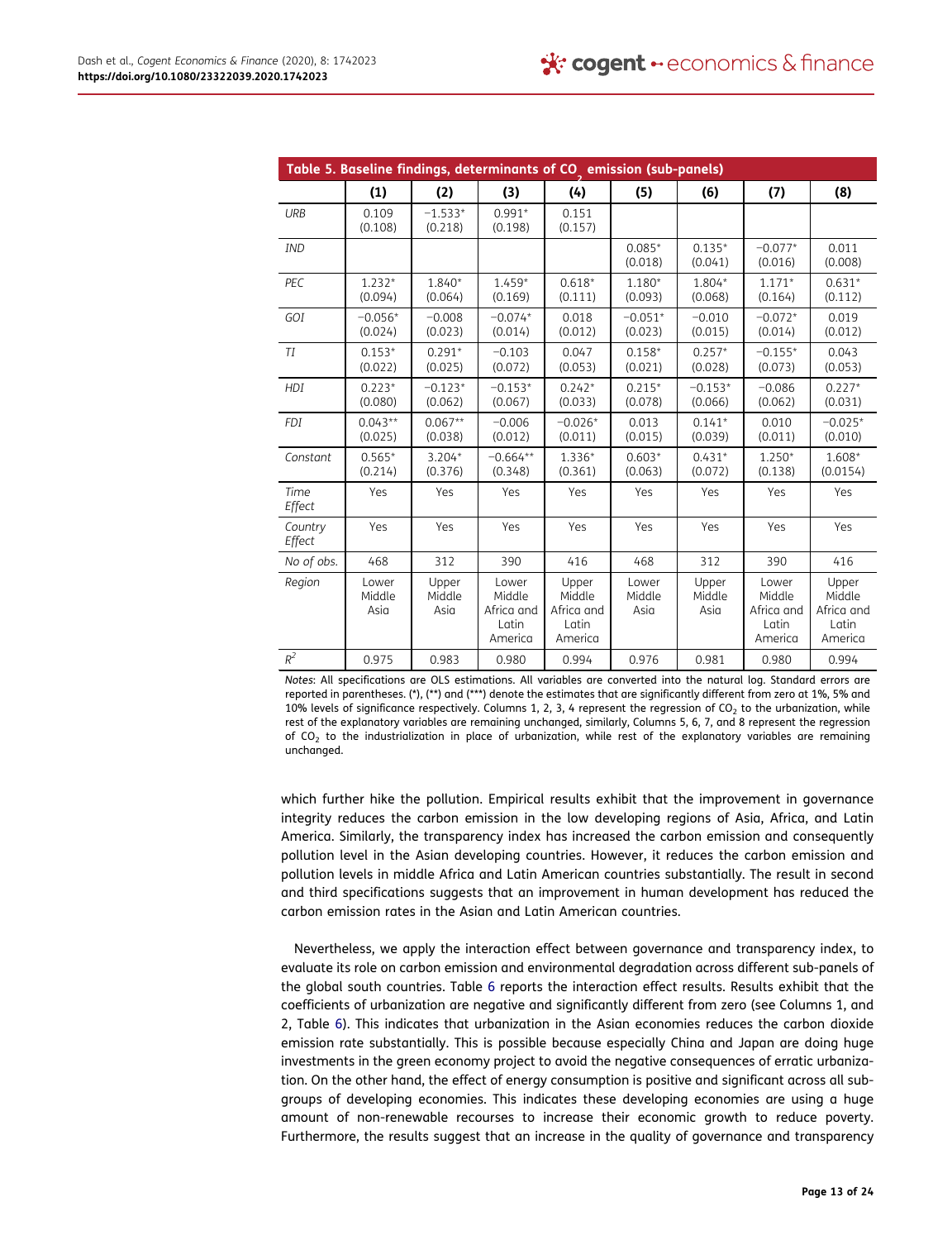**Table 5. Baseline findings, determinants of $CO_2$ emission (sub-panels)**

| | (1) | (2) | (3) | (4) | (5) | (6) | (7) | (8) |
|---|---|---|---|---|---|---|---|---|
| *URB* | 0.109 (0.108) | −1.533* (0.218) | 0.991* (0.198) | 0.151 (0.157) | | | | |
| *IND* | | | | | 0.085* (0.018) | 0.135* (0.041) | −0.077* (0.016) | 0.011 (0.008) |
| *PEC* | 1.232* (0.094) | 1.840* (0.064) | 1.459* (0.169) | 0.618* (0.111) | 1.180* (0.093) | 1.804* (0.068) | 1.171* (0.164) | 0.631* (0.112) |
| *GOI* | −0.056* (0.024) | −0.008 (0.023) | −0.074* (0.014) | 0.018 (0.012) | −0.051* (0.023) | −0.010 (0.015) | −0.072* (0.014) | 0.019 (0.012) |
| *TI* | 0.153* (0.022) | 0.291* (0.025) | −0.103 (0.072) | 0.047 (0.053) | 0.158* (0.021) | 0.257* (0.028) | −0.155* (0.073) | 0.043 (0.053) |
| *HDI* | 0.223* (0.080) | −0.123* (0.062) | −0.153* (0.067) | 0.242* (0.033) | 0.215* (0.078) | −0.153* (0.066) | −0.086 (0.062) | 0.227* (0.031) |
| *FDI* | 0.043** (0.025) | 0.067** (0.038) | −0.006 (0.012) | −0.026* (0.011) | 0.013 (0.015) | 0.141* (0.039) | 0.010 (0.011) | −0.025* (0.010) |
| *Constant* | 0.565* (0.214) | 3.204* (0.376) | −0.664** (0.348) | 1.336* (0.361) | 0.603* (0.063) | 0.431* (0.072) | 1.250* (0.138) | 1.608* (0.0154) |
| *Time Effect* | Yes | Yes | Yes | Yes | Yes | Yes | Yes | Yes |
| *Country Effect* | Yes | Yes | Yes | Yes | Yes | Yes | Yes | Yes |
| *No of obs.* | 468 | 312 | 390 | 416 | 468 | 312 | 390 | 416 |
| *Region* | Lower Middle Asia | Upper Middle Asia | Lower Middle Africa and Latin America | Upper Middle Africa and Latin America | Lower Middle Asia | Upper Middle Asia | Lower Middle Africa and Latin America | Upper Middle Africa and Latin America |
| $R^2$ | 0.975 | 0.983 | 0.980 | 0.994 | 0.976 | 0.981 | 0.980 | 0.994 |

*Notes*: All specifications are OLS estimations. All variables are converted into the natural log. Standard errors are reported in parentheses. (*), (**) and (***) denote the estimates that are significantly different from zero at 1%, 5% and 10% levels of significance respectively. Columns 1, 2, 3, 4 represent the regression of $CO_2$ to the urbanization, while rest of the explanatory variables are remaining unchanged, similarly, Columns 5, 6, 7, and 8 represent the regression of $CO_2$ to the industrialization in place of urbanization, while rest of the explanatory variables are remaining unchanged.

which further hike the pollution. Empirical results exhibit that the improvement in governance integrity reduces the carbon emission in the low developing regions of Asia, Africa, and Latin America. Similarly, the transparency index has increased the carbon emission and consequently pollution level in the Asian developing countries. However, it reduces the carbon emission and pollution levels in middle Africa and Latin American countries substantially. The result in second and third specifications suggests that an improvement in human development has reduced the carbon emission rates in the Asian and Latin American countries.

Nevertheless, we apply the interaction effect between governance and transparency index, to evaluate its role on carbon emission and environmental degradation across different sub-panels of the global south countries. Table 6 reports the interaction effect results. Results exhibit that the coefficients of urbanization are negative and significantly different from zero (see Columns 1, and 2, Table 6). This indicates that urbanization in the Asian economies reduces the carbon dioxide emission rate substantially. This is possible because especially China and Japan are doing huge investments in the green economy project to avoid the negative consequences of erratic urbanization. On the other hand, the effect of energy consumption is positive and significant across all subgroups of developing economies. This indicates these developing economies are using a huge amount of non-renewable recourses to increase their economic growth to reduce poverty. Furthermore, the results suggest that an increase in the quality of governance and transparency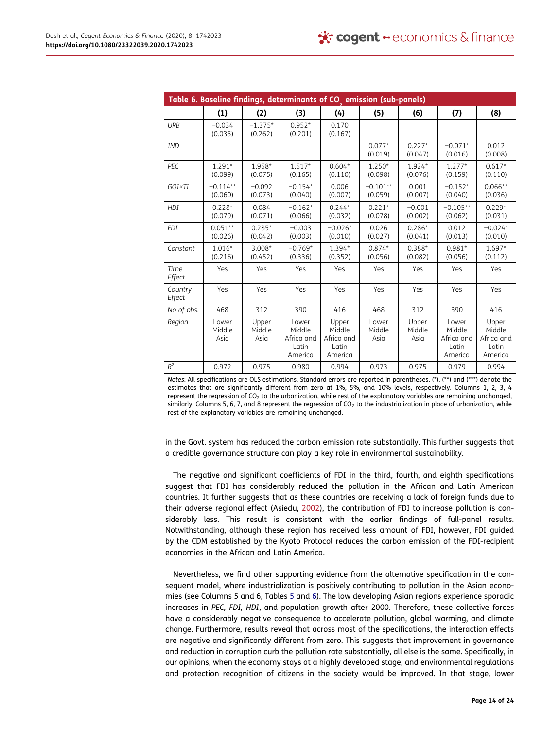**Table 6. Baseline findings, determinants of $CO_2$ emission (sub-panels)**

| | (1) | (2) | (3) | (4) | (5) | (6) | (7) | (8) |
|---|---|---|---|---|---|---|---|---|
| *URB* | −0.034 (0.035) | −1.375* (0.262) | 0.952* (0.201) | 0.170 (0.167) | | | | |
| *IND* | | | | | 0.077* (0.019) | 0.227* (0.047) | −0.071* (0.016) | 0.012 (0.008) |
| *PEC* | 1.291* (0.099) | 1.958* (0.075) | 1.517* (0.165) | 0.604* (0.110) | 1.250* (0.098) | 1.924* (0.076) | 1.277* (0.159) | 0.617* (0.110) |
| *GOI×TI* | −0.114** (0.060) | −0.092 (0.073) | −0.154* (0.040) | 0.006 (0.007) | −0.101** (0.059) | 0.001 (0.007) | −0.152* (0.040) | 0.066** (0.036) |
| *HDI* | 0.228* (0.079) | 0.084 (0.071) | −0.162* (0.066) | 0.244* (0.032) | 0.221* (0.078) | −0.001 (0.002) | −0.105** (0.062) | 0.229* (0.031) |
| *FDI* | 0.051** (0.026) | 0.285* (0.042) | −0.003 (0.003) | −0.026* (0.010) | 0.026 (0.027) | 0.286* (0.041) | 0.012 (0.013) | −0.024* (0.010) |
| *Constant* | 1.016* (0.216) | 3.008* (0.452) | −0.769* (0.336) | 1.394* (0.352) | 0.874* (0.056) | 0.388* (0.082) | 0.981* (0.056) | 1.697* (0.112) |
| *Time Effect* | Yes | Yes | Yes | Yes | Yes | Yes | Yes | Yes |
| *Country Effect* | Yes | Yes | Yes | Yes | Yes | Yes | Yes | Yes |
| *No of obs.* | 468 | 312 | 390 | 416 | 468 | 312 | 390 | 416 |
| *Region* | Lower Middle Asia | Upper Middle Asia | Lower Middle Africa and Latin America | Upper Middle Africa and Latin America | Lower Middle Asia | Upper Middle Asia | Lower Middle Africa and Latin America | Upper Middle Africa and Latin America |
| $R^2$ | 0.972 | 0.975 | 0.980 | 0.994 | 0.973 | 0.975 | 0.979 | 0.994 |

*Notes*: All specifications are OLS estimations. Standard errors are reported in parentheses. (*), (**) and (***) denote the estimates that are significantly different from zero at 1%, 5%, and 10% levels, respectively. Columns 1, 2, 3, 4 represent the regression of $CO_2$ to the urbanization, while rest of the explanatory variables are remaining unchanged, similarly, Columns 5, 6, 7, and 8 represent the regression of $CO_2$ to the industrialization in place of urbanization, while rest of the explanatory variables are remaining unchanged.

in the Govt. system has reduced the carbon emission rate substantially. This further suggests that a credible governance structure can play a key role in environmental sustainability.

The negative and significant coefficients of FDI in the third, fourth, and eighth specifications suggest that FDI has considerably reduced the pollution in the African and Latin American countries. It further suggests that as these countries are receiving a lack of foreign funds due to their adverse regional effect (Asiedu, 2002), the contribution of FDI to increase pollution is considerably less. This result is consistent with the earlier findings of full-panel results. Notwithstanding, although these region has received less amount of FDI, however, FDI guided by the CDM established by the Kyoto Protocol reduces the carbon emission of the FDI-recipient economies in the African and Latin America.

Nevertheless, we find other supporting evidence from the alternative specification in the consequent model, where industrialization is positively contributing to pollution in the Asian economies (see Columns 5 and 6, Tables 5 and 6). The low developing Asian regions experience sporadic increases in *PEC, FDI, HDI*, and population growth after 2000. Therefore, these collective forces have a considerably negative consequence to accelerate pollution, global warming, and climate change. Furthermore, results reveal that across most of the specifications, the interaction effects are negative and significantly different from zero. This suggests that improvement in governance and reduction in corruption curb the pollution rate substantially, all else is the same. Specifically, in our opinions, when the economy stays at a highly developed stage, and environmental regulations and protection recognition of citizens in the society would be improved. In that stage, lower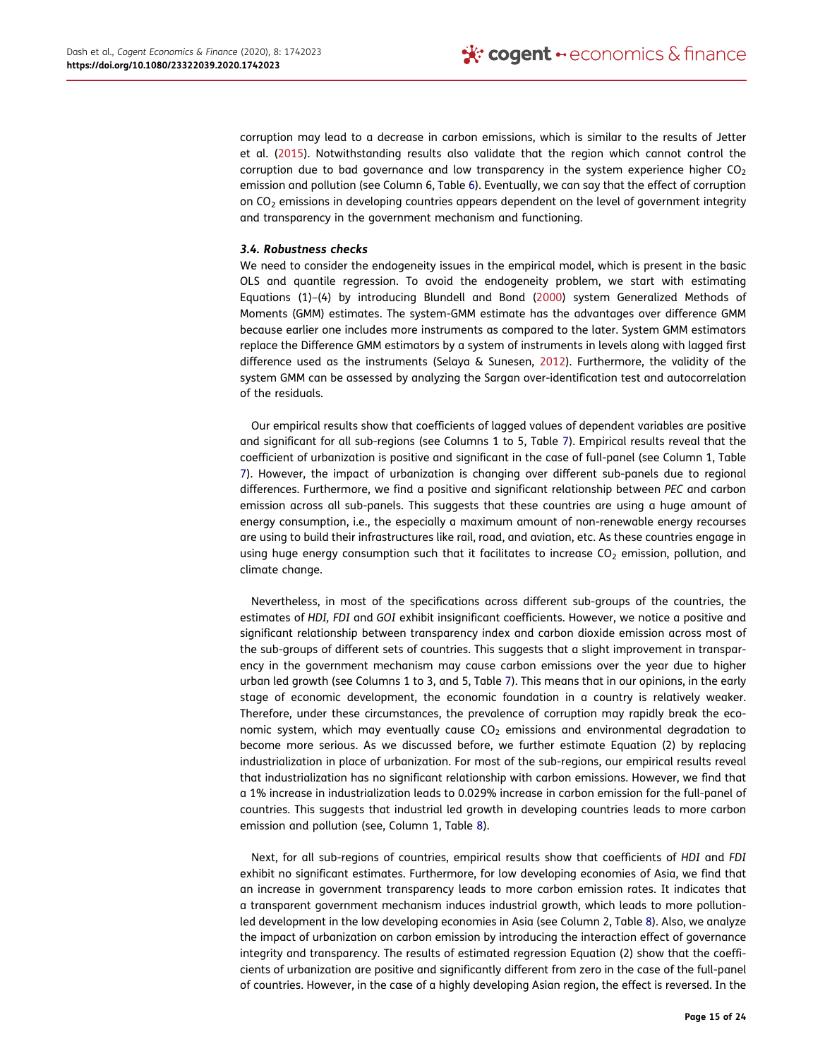corruption may lead to a decrease in carbon emissions, which is similar to the results of Jetter et al. (2015). Notwithstanding results also validate that the region which cannot control the corruption due to bad governance and low transparency in the system experience higher $CO_2$ emission and pollution (see Column 6, Table 6). Eventually, we can say that the effect of corruption on $CO_2$ emissions in developing countries appears dependent on the level of government integrity and transparency in the government mechanism and functioning.

### *3.4. Robustness checks*

We need to consider the endogeneity issues in the empirical model, which is present in the basic OLS and quantile regression. To avoid the endogeneity problem, we start with estimating Equations (1)–(4) by introducing Blundell and Bond (2000) system Generalized Methods of Moments (GMM) estimates. The system-GMM estimate has the advantages over difference GMM because earlier one includes more instruments as compared to the later. System GMM estimators replace the Difference GMM estimators by a system of instruments in levels along with lagged first difference used as the instruments (Selaya & Sunesen, 2012). Furthermore, the validity of the system GMM can be assessed by analyzing the Sargan over-identification test and autocorrelation of the residuals.

Our empirical results show that coefficients of lagged values of dependent variables are positive and significant for all sub-regions (see Columns 1 to 5, Table 7). Empirical results reveal that the coefficient of urbanization is positive and significant in the case of full-panel (see Column 1, Table 7). However, the impact of urbanization is changing over different sub-panels due to regional differences. Furthermore, we find a positive and significant relationship between *PEC* and carbon emission across all sub-panels. This suggests that these countries are using a huge amount of energy consumption, i.e., the especially a maximum amount of non-renewable energy recourses are using to build their infrastructures like rail, road, and aviation, etc. As these countries engage in using huge energy consumption such that it facilitates to increase $CO_2$ emission, pollution, and climate change.

Nevertheless, in most of the specifications across different sub-groups of the countries, the estimates of *HDI, FDI* and *GOI* exhibit insignificant coefficients. However, we notice a positive and significant relationship between transparency index and carbon dioxide emission across most of the sub-groups of different sets of countries. This suggests that a slight improvement in transparency in the government mechanism may cause carbon emissions over the year due to higher urban led growth (see Columns 1 to 3, and 5, Table 7). This means that in our opinions, in the early stage of economic development, the economic foundation in a country is relatively weaker. Therefore, under these circumstances, the prevalence of corruption may rapidly break the economic system, which may eventually cause $CO_2$ emissions and environmental degradation to become more serious. As we discussed before, we further estimate Equation (2) by replacing industrialization in place of urbanization. For most of the sub-regions, our empirical results reveal that industrialization has no significant relationship with carbon emissions. However, we find that a 1% increase in industrialization leads to 0.029% increase in carbon emission for the full-panel of countries. This suggests that industrial led growth in developing countries leads to more carbon emission and pollution (see, Column 1, Table 8).

Next, for all sub-regions of countries, empirical results show that coefficients of *HDI* and *FDI* exhibit no significant estimates. Furthermore, for low developing economies of Asia, we find that an increase in government transparency leads to more carbon emission rates. It indicates that a transparent government mechanism induces industrial growth, which leads to more pollution-led development in the low developing economies in Asia (see Column 2, Table 8). Also, we analyze the impact of urbanization on carbon emission by introducing the interaction effect of governance integrity and transparency. The results of estimated regression Equation (2) show that the coefficients of urbanization are positive and significantly different from zero in the case of the full-panel of countries. However, in the case of a highly developing Asian region, the effect is reversed. In the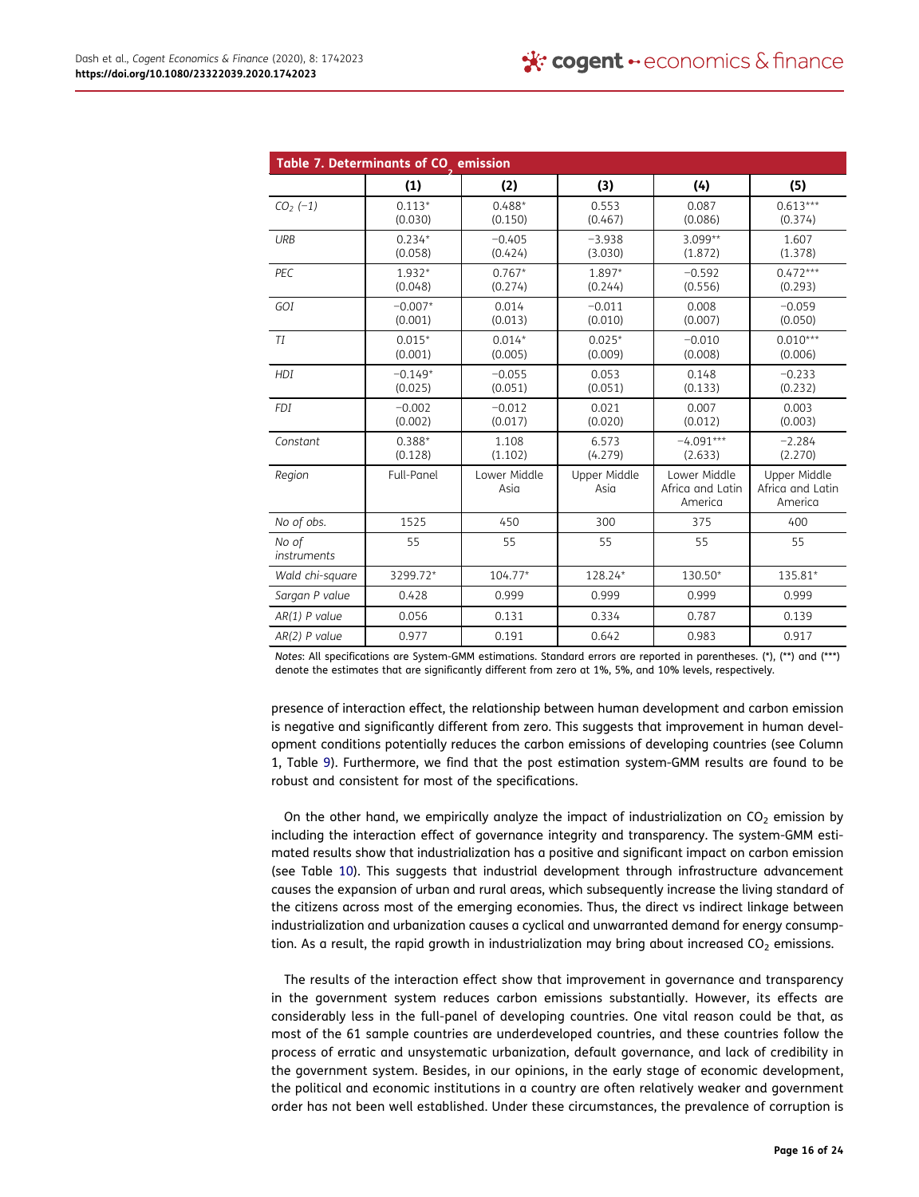**Table 7. Determinants of $CO_2$ emission**

| | (1) | (2) | (3) | (4) | (5) |
|---|---|---|---|---|---|
| $CO_2$ (−1) | 0.113* (0.030) | 0.488* (0.150) | 0.553 (0.467) | 0.087 (0.086) | 0.613*** (0.374) |
| *URB* | 0.234* (0.058) | −0.405 (0.424) | −3.938 (3.030) | 3.099** (1.872) | 1.607 (1.378) |
| *PEC* | 1.932* (0.048) | 0.767* (0.274) | 1.897* (0.244) | −0.592 (0.556) | 0.472*** (0.293) |
| *GOI* | −0.007* (0.001) | 0.014 (0.013) | −0.011 (0.010) | 0.008 (0.007) | −0.059 (0.050) |
| *TI* | 0.015* (0.001) | 0.014* (0.005) | 0.025* (0.009) | −0.010 (0.008) | 0.010*** (0.006) |
| *HDI* | −0.149* (0.025) | −0.055 (0.051) | 0.053 (0.051) | 0.148 (0.133) | −0.233 (0.232) |
| *FDI* | −0.002 (0.002) | −0.012 (0.017) | 0.021 (0.020) | 0.007 (0.012) | 0.003 (0.003) |
| *Constant* | 0.388* (0.128) | 1.108 (1.102) | 6.573 (4.279) | −4.091*** (2.633) | −2.284 (2.270) |
| *Region* | Full-Panel | Lower Middle Asia | Upper Middle Asia | Lower Middle Africa and Latin America | Upper Middle Africa and Latin America |
| *No of obs.* | 1525 | 450 | 300 | 375 | 400 |
| *No of instruments* | 55 | 55 | 55 | 55 | 55 |
| *Wald chi-square* | 3299.72* | 104.77* | 128.24* | 130.50* | 135.81* |
| *Sargan P value* | 0.428 | 0.999 | 0.999 | 0.999 | 0.999 |
| *AR(1) P value* | 0.056 | 0.131 | 0.334 | 0.787 | 0.139 |
| *AR(2) P value* | 0.977 | 0.191 | 0.642 | 0.983 | 0.917 |

*Notes*: All specifications are System-GMM estimations. Standard errors are reported in parentheses. (*), (**) and (***) denote the estimates that are significantly different from zero at 1%, 5%, and 10% levels, respectively.

presence of interaction effect, the relationship between human development and carbon emission is negative and significantly different from zero. This suggests that improvement in human development conditions potentially reduces the carbon emissions of developing countries (see Column 1, Table 9). Furthermore, we find that the post estimation system-GMM results are found to be robust and consistent for most of the specifications.

On the other hand, we empirically analyze the impact of industrialization on $CO_2$ emission by including the interaction effect of governance integrity and transparency. The system-GMM estimated results show that industrialization has a positive and significant impact on carbon emission (see Table 10). This suggests that industrial development through infrastructure advancement causes the expansion of urban and rural areas, which subsequently increase the living standard of the citizens across most of the emerging economies. Thus, the direct vs indirect linkage between industrialization and urbanization causes a cyclical and unwarranted demand for energy consumption. As a result, the rapid growth in industrialization may bring about increased $CO_2$ emissions.

The results of the interaction effect show that improvement in governance and transparency in the government system reduces carbon emissions substantially. However, its effects are considerably less in the full-panel of developing countries. One vital reason could be that, as most of the 61 sample countries are underdeveloped countries, and these countries follow the process of erratic and unsystematic urbanization, default governance, and lack of credibility in the government system. Besides, in our opinions, in the early stage of economic development, the political and economic institutions in a country are often relatively weaker and government order has not been well established. Under these circumstances, the prevalence of corruption is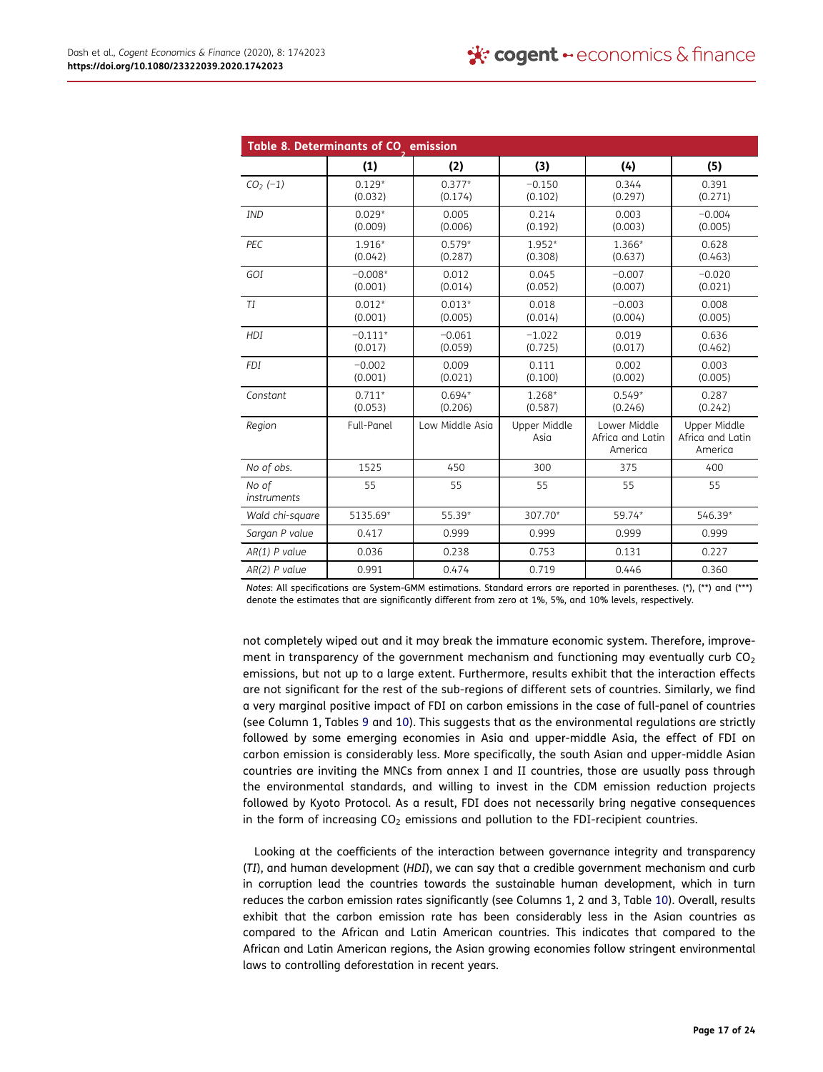**Table 8. Determinants of $CO_2$ emission**

| | (1) | (2) | (3) | (4) | (5) |
|---|---|---|---|---|---|
| $CO_2$ (−1) | 0.129*<br>(0.032) | 0.377*<br>(0.174) | −0.150<br>(0.102) | 0.344<br>(0.297) | 0.391<br>(0.271) |
| *IND* | 0.029*<br>(0.009) | 0.005<br>(0.006) | 0.214<br>(0.192) | 0.003<br>(0.003) | −0.004<br>(0.005) |
| *PEC* | 1.916*<br>(0.042) | 0.579*<br>(0.287) | 1.952*<br>(0.308) | 1.366*<br>(0.637) | 0.628<br>(0.463) |
| *GOI* | −0.008*<br>(0.001) | 0.012<br>(0.014) | 0.045<br>(0.052) | −0.007<br>(0.007) | −0.020<br>(0.021) |
| *TI* | 0.012*<br>(0.001) | 0.013*<br>(0.005) | 0.018<br>(0.014) | −0.003<br>(0.004) | 0.008<br>(0.005) |
| *HDI* | −0.111*<br>(0.017) | −0.061<br>(0.059) | −1.022<br>(0.725) | 0.019<br>(0.017) | 0.636<br>(0.462) |
| *FDI* | −0.002<br>(0.001) | 0.009<br>(0.021) | 0.111<br>(0.100) | 0.002<br>(0.002) | 0.003<br>(0.005) |
| *Constant* | 0.711*<br>(0.053) | 0.694*<br>(0.206) | 1.268*<br>(0.587) | 0.549*<br>(0.246) | 0.287<br>(0.242) |
| *Region* | Full-Panel | Low Middle Asia | Upper Middle Asia | Lower Middle Africa and Latin America | Upper Middle Africa and Latin America |
| *No of obs.* | 1525 | 450 | 300 | 375 | 400 |
| *No of instruments* | 55 | 55 | 55 | 55 | 55 |
| *Wald chi-square* | 5135.69* | 55.39* | 307.70* | 59.74* | 546.39* |
| *Sargan P value* | 0.417 | 0.999 | 0.999 | 0.999 | 0.999 |
| *AR(1) P value* | 0.036 | 0.238 | 0.753 | 0.131 | 0.227 |
| *AR(2) P value* | 0.991 | 0.474 | 0.719 | 0.446 | 0.360 |

*Notes*: All specifications are System-GMM estimations. Standard errors are reported in parentheses. (*), (**) and (***) denote the estimates that are significantly different from zero at 1%, 5%, and 10% levels, respectively.

not completely wiped out and it may break the immature economic system. Therefore, improvement in transparency of the government mechanism and functioning may eventually curb $CO_2$ emissions, but not up to a large extent. Furthermore, results exhibit that the interaction effects are not significant for the rest of the sub-regions of different sets of countries. Similarly, we find a very marginal positive impact of FDI on carbon emissions in the case of full-panel of countries (see Column 1, Tables 9 and 10). This suggests that as the environmental regulations are strictly followed by some emerging economies in Asia and upper-middle Asia, the effect of FDI on carbon emission is considerably less. More specifically, the south Asian and upper-middle Asian countries are inviting the MNCs from annex I and II countries, those are usually pass through the environmental standards, and willing to invest in the CDM emission reduction projects followed by Kyoto Protocol. As a result, FDI does not necessarily bring negative consequences in the form of increasing $CO_2$ emissions and pollution to the FDI-recipient countries.

Looking at the coefficients of the interaction between governance integrity and transparency (*TI*), and human development (*HDI*), we can say that a credible government mechanism and curb in corruption lead the countries towards the sustainable human development, which in turn reduces the carbon emission rates significantly (see Columns 1, 2 and 3, Table 10). Overall, results exhibit that the carbon emission rate has been considerably less in the Asian countries as compared to the African and Latin American countries. This indicates that compared to the African and Latin American regions, the Asian growing economies follow stringent environmental laws to controlling deforestation in recent years.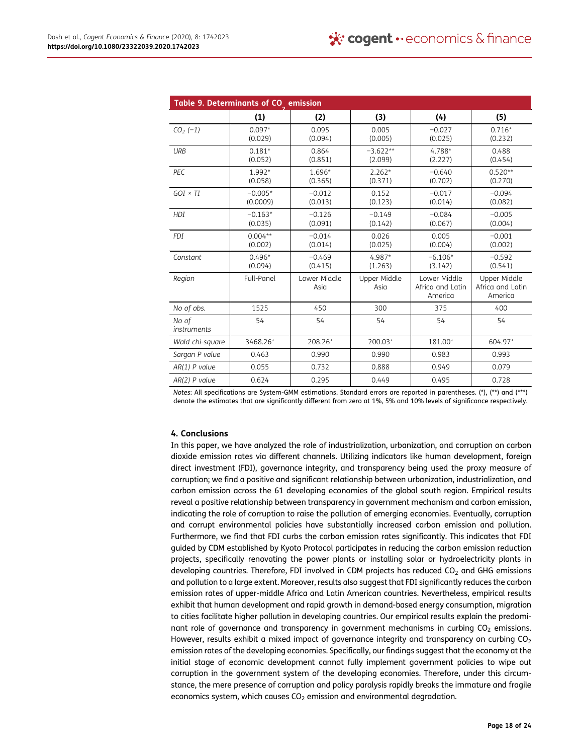**Table 9. Determinants of $CO_2$ emission**

| | (1) | (2) | (3) | (4) | (5) |
|---|---|---|---|---|---|
| $CO_2$ (−1) | 0.097* (0.029) | 0.095 (0.094) | 0.005 (0.005) | −0.027 (0.025) | 0.716* (0.232) |
| *URB* | 0.181* (0.052) | 0.864 (0.851) | −3.622** (2.099) | 4.788* (2.227) | 0.488 (0.454) |
| *PEC* | 1.992* (0.058) | 1.696* (0.365) | 2.262* (0.371) | −0.640 (0.702) | 0.520** (0.270) |
| *GOI × TI* | −0.005* (0.0009) | −0.012 (0.013) | 0.152 (0.123) | −0.017 (0.014) | −0.094 (0.082) |
| *HDI* | −0.163* (0.035) | −0.126 (0.091) | −0.149 (0.142) | −0.084 (0.067) | −0.005 (0.004) |
| *FDI* | 0.004** (0.002) | −0.014 (0.014) | 0.026 (0.025) | 0.005 (0.004) | −0.001 (0.002) |
| *Constant* | 0.496* (0.094) | −0.469 (0.415) | 4.987* (1.263) | −6.106* (3.142) | −0.592 (0.541) |
| *Region* | Full-Panel | Lower Middle Asia | Upper Middle Asia | Lower Middle Africa and Latin America | Upper Middle Africa and Latin America |
| *No of obs.* | 1525 | 450 | 300 | 375 | 400 |
| *No of instruments* | 54 | 54 | 54 | 54 | 54 |
| *Wald chi-square* | 3468.26* | 208.26* | 200.03* | 181.00* | 604.97* |
| *Sargan P value* | 0.463 | 0.990 | 0.990 | 0.983 | 0.993 |
| *AR(1) P value* | 0.055 | 0.732 | 0.888 | 0.949 | 0.079 |
| *AR(2) P value* | 0.624 | 0.295 | 0.449 | 0.495 | 0.728 |

*Notes*: All specifications are System-GMM estimations. Standard errors are reported in parentheses. (*), (**) and (***) denote the estimates that are significantly different from zero at 1%, 5% and 10% levels of significance respectively.

## 4. Conclusions

In this paper, we have analyzed the role of industrialization, urbanization, and corruption on carbon dioxide emission rates via different channels. Utilizing indicators like human development, foreign direct investment (FDI), governance integrity, and transparency being used the proxy measure of corruption; we find a positive and significant relationship between urbanization, industrialization, and carbon emission across the 61 developing economies of the global south region. Empirical results reveal a positive relationship between transparency in government mechanism and carbon emission, indicating the role of corruption to raise the pollution of emerging economies. Eventually, corruption and corrupt environmental policies have substantially increased carbon emission and pollution. Furthermore, we find that FDI curbs the carbon emission rates significantly. This indicates that FDI guided by CDM established by Kyoto Protocol participates in reducing the carbon emission reduction projects, specifically renovating the power plants or installing solar or hydroelectricity plants in developing countries. Therefore, FDI involved in CDM projects has reduced $CO_2$ and GHG emissions and pollution to a large extent. Moreover, results also suggest that FDI significantly reduces the carbon emission rates of upper-middle Africa and Latin American countries. Nevertheless, empirical results exhibit that human development and rapid growth in demand-based energy consumption, migration to cities facilitate higher pollution in developing countries. Our empirical results explain the predominant role of governance and transparency in government mechanisms in curbing $CO_2$ emissions. However, results exhibit a mixed impact of governance integrity and transparency on curbing $CO_2$ emission rates of the developing economies. Specifically, our findings suggest that the economy at the initial stage of economic development cannot fully implement government policies to wipe out corruption in the government system of the developing economies. Therefore, under this circumstance, the mere presence of corruption and policy paralysis rapidly breaks the immature and fragile economics system, which causes $CO_2$ emission and environmental degradation.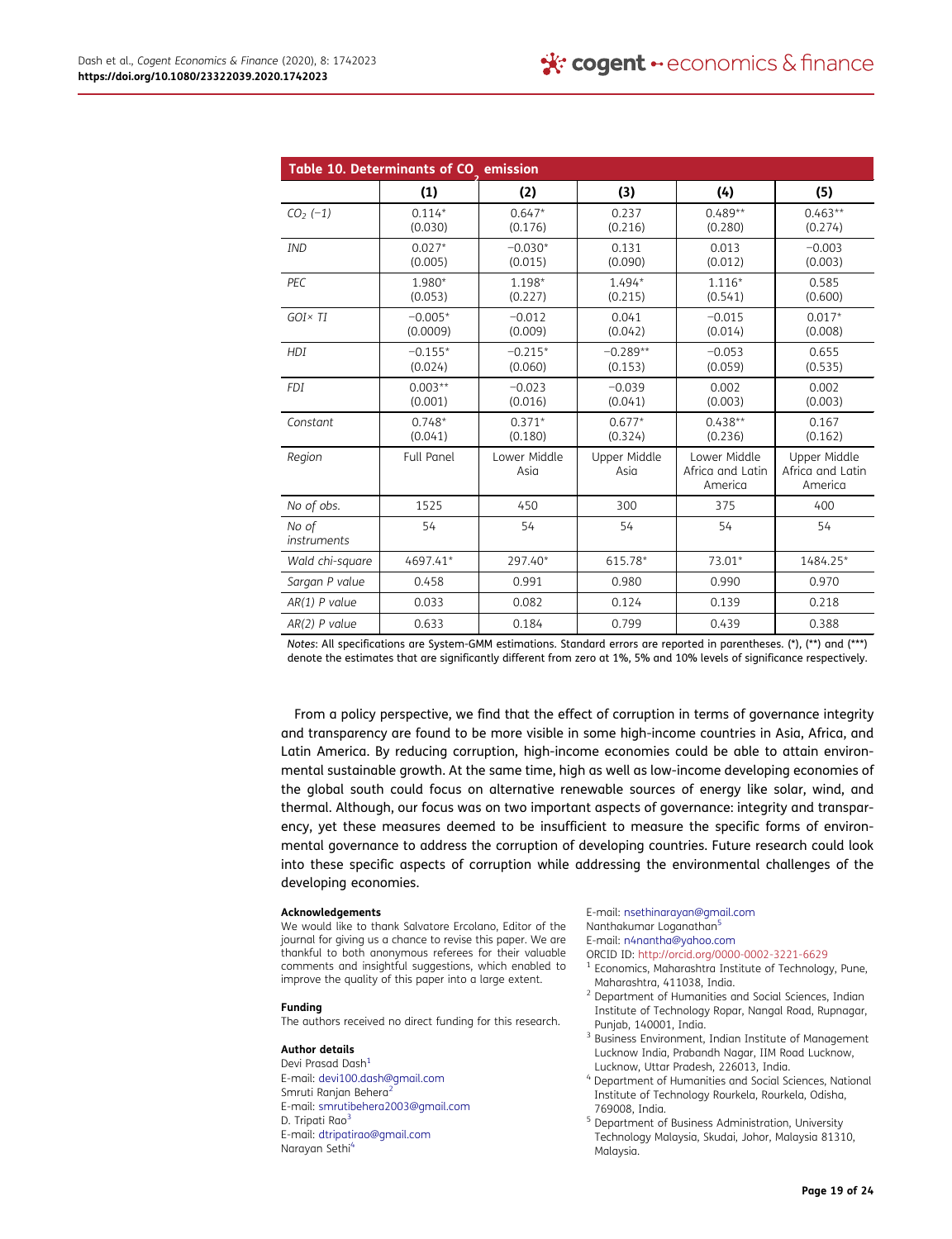**Table 10. Determinants of $CO_2$ emission**

| | (1) | (2) | (3) | (4) | (5) |
|---|---|---|---|---|---|
| $CO_2$ (−1) | 0.114* (0.030) | 0.647* (0.176) | 0.237 (0.216) | 0.489** (0.280) | 0.463** (0.274) |
| *IND* | 0.027* (0.005) | −0.030* (0.015) | 0.131 (0.090) | 0.013 (0.012) | −0.003 (0.003) |
| *PEC* | 1.980* (0.053) | 1.198* (0.227) | 1.494* (0.215) | 1.116* (0.541) | 0.585 (0.600) |
| *GOI× TI* | −0.005* (0.0009) | −0.012 (0.009) | 0.041 (0.042) | −0.015 (0.014) | 0.017* (0.008) |
| *HDI* | −0.155* (0.024) | −0.215* (0.060) | −0.289** (0.153) | −0.053 (0.059) | 0.655 (0.535) |
| *FDI* | 0.003** (0.001) | −0.023 (0.016) | −0.039 (0.041) | 0.002 (0.003) | 0.002 (0.003) |
| *Constant* | 0.748* (0.041) | 0.371* (0.180) | 0.677* (0.324) | 0.438** (0.236) | 0.167 (0.162) |
| *Region* | Full Panel | Lower Middle Asia | Upper Middle Asia | Lower Middle Africa and Latin America | Upper Middle Africa and Latin America |
| *No of obs.* | 1525 | 450 | 300 | 375 | 400 |
| *No of instruments* | 54 | 54 | 54 | 54 | 54 |
| *Wald chi-square* | 4697.41* | 297.40* | 615.78* | 73.01* | 1484.25* |
| *Sargan P value* | 0.458 | 0.991 | 0.980 | 0.990 | 0.970 |
| *AR(1) P value* | 0.033 | 0.082 | 0.124 | 0.139 | 0.218 |
| *AR(2) P value* | 0.633 | 0.184 | 0.799 | 0.439 | 0.388 |

*Notes*: All specifications are System-GMM estimations. Standard errors are reported in parentheses. (*), (**) and (***) denote the estimates that are significantly different from zero at 1%, 5% and 10% levels of significance respectively.

From a policy perspective, we find that the effect of corruption in terms of governance integrity and transparency are found to be more visible in some high-income countries in Asia, Africa, and Latin America. By reducing corruption, high-income economies could be able to attain environmental sustainable growth. At the same time, high as well as low-income developing economies of the global south could focus on alternative renewable sources of energy like solar, wind, and thermal. Although, our focus was on two important aspects of governance: integrity and transparency, yet these measures deemed to be insufficient to measure the specific forms of environmental governance to address the corruption of developing countries. Future research could look into these specific aspects of corruption while addressing the environmental challenges of the developing economies.

**Acknowledgements**

We would like to thank Salvatore Ercolano, Editor of the journal for giving us a chance to revise this paper. We are thankful to both anonymous referees for their valuable comments and insightful suggestions, which enabled to improve the quality of this paper into a large extent.

**Funding**

The authors received no direct funding for this research.

**Author details**

Devi Prasad Dash[1]
E-mail: devi100.dash@gmail.com
Smruti Ranjan Behera[2]
E-mail: smrutibehera2003@gmail.com
D. Tripati Rao[3]
E-mail: dtripatirao@gmail.com
Narayan Sethi[4]
E-mail: nsethinarayan@gmail.com
Nanthakumar Loganathan[5]
E-mail: n4nantha@yahoo.com
ORCID ID: http://orcid.org/0000-0002-3221-6629

[1] Economics, Maharashtra Institute of Technology, Pune, Maharashtra, 411038, India.
[2] Department of Humanities and Social Sciences, Indian Institute of Technology Ropar, Nangal Road, Rupnagar, Punjab, 140001, India.
[3] Business Environment, Indian Institute of Management Lucknow India, Prabandh Nagar, IIM Road Lucknow, Lucknow, Uttar Pradesh, 226013, India.
[4] Department of Humanities and Social Sciences, National Institute of Technology Rourkela, Rourkela, Odisha, 769008, India.
[5] Department of Business Administration, University Technology Malaysia, Skudai, Johor, Malaysia 81310, Malaysia.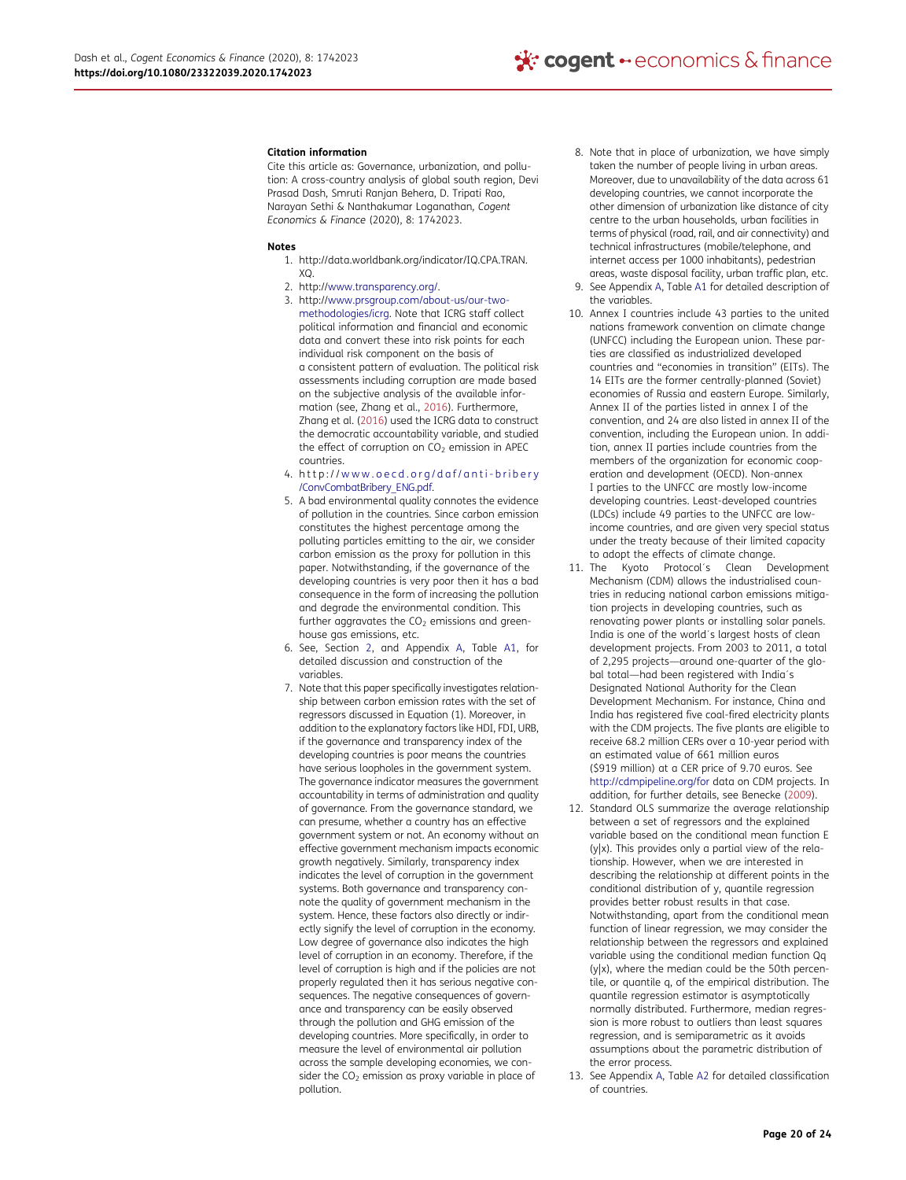### Citation information

Cite this article as: Governance, urbanization, and pollution: A cross-country analysis of global south region, Devi Prasad Dash, Smruti Ranjan Behera, D. Tripati Rao, Narayan Sethi & Nanthakumar Loganathan, *Cogent Economics & Finance* (2020), 8: 1742023.

### Notes

1. http://data.worldbank.org/indicator/IQ.CPA.TRAN.XQ.
2. http://www.transparency.org/.
3. http://www.prsgroup.com/about-us/our-two-methodologies/icrg. Note that ICRG staff collect political information and financial and economic data and convert these into risk points for each individual risk component on the basis of a consistent pattern of evaluation. The political risk assessments including corruption are made based on the subjective analysis of the available information (see, Zhang et al., 2016). Furthermore, Zhang et al. (2016) used the ICRG data to construct the democratic accountability variable, and studied the effect of corruption on $CO_2$ emission in APEC countries.
4. http://www.oecd.org/daf/anti-bribery/ConvCombatBribery_ENG.pdf.
5. A bad environmental quality connotes the evidence of pollution in the countries. Since carbon emission constitutes the highest percentage among the polluting particles emitting to the air, we consider carbon emission as the proxy for pollution in this paper. Notwithstanding, if the governance of the developing countries is very poor then it has a bad consequence in the form of increasing the pollution and degrade the environmental condition. This further aggravates the $CO_2$ emissions and greenhouse gas emissions, etc.
6. See, Section 2, and Appendix A, Table A1, for detailed discussion and construction of the variables.
7. Note that this paper specifically investigates relationship between carbon emission rates with the set of regressors discussed in Equation (1). Moreover, in addition to the explanatory factors like HDI, FDI, URB, if the governance and transparency index of the developing countries is poor means the countries have serious loopholes in the government system. The governance indicator measures the government accountability in terms of administration and quality of governance. From the governance standard, we can presume, whether a country has an effective government system or not. An economy without an effective government mechanism impacts economic growth negatively. Similarly, transparency index indicates the level of corruption in the government systems. Both governance and transparency connote the quality of government mechanism in the system. Hence, these factors also directly or indirectly signify the level of corruption in the economy. Low degree of governance also indicates the high level of corruption in an economy. Therefore, if the level of corruption is high and if the policies are not properly regulated then it has serious negative consequences. The negative consequences of governance and transparency can be easily observed through the pollution and GHG emission of the developing countries. More specifically, in order to measure the level of environmental air pollution across the sample developing economies, we consider the $CO_2$ emission as proxy variable in place of pollution.
8. Note that in place of urbanization, we have simply taken the number of people living in urban areas. Moreover, due to unavailability of the data across 61 developing countries, we cannot incorporate the other dimension of urbanization like distance of city centre to the urban households, urban facilities in terms of physical (road, rail, and air connectivity) and technical infrastructures (mobile/telephone, and internet access per 1000 inhabitants), pedestrian areas, waste disposal facility, urban traffic plan, etc.
9. See Appendix A, Table A1 for detailed description of the variables.
10. Annex I countries include 43 parties to the united nations framework convention on climate change (UNFCC) including the European union. These parties are classified as industrialized developed countries and "economies in transition" (EITs). The 14 EITs are the former centrally-planned (Soviet) economies of Russia and eastern Europe. Similarly, Annex II of the parties listed in annex I of the convention, and 24 are also listed in annex II of the convention, including the European union. In addition, annex II parties include countries from the members of the organization for economic cooperation and development (OECD). Non-annex I parties to the UNFCC are mostly low-income developing countries. Least-developed countries (LDCs) include 49 parties to the UNFCC are low-income countries, and are given very special status under the treaty because of their limited capacity to adopt the effects of climate change.
11. The Kyoto Protocol´s Clean Development Mechanism (CDM) allows the industrialised countries in reducing national carbon emissions mitigation projects in developing countries, such as renovating power plants or installing solar panels. India is one of the world´s largest hosts of clean development projects. From 2003 to 2011, a total of 2,295 projects—around one-quarter of the global total—had been registered with India´s Designated National Authority for the Clean Development Mechanism. For instance, China and India has registered five coal-fired electricity plants with the CDM projects. The five plants are eligible to receive 68.2 million CERs over a 10-year period with an estimated value of 661 million euros ($919 million) at a CER price of 9.70 euros. See http://cdmpipeline.org/for data on CDM projects. In addition, for further details, see Benecke (2009).
12. Standard OLS summarize the average relationship between a set of regressors and the explained variable based on the conditional mean function E(y|x). This provides only a partial view of the relationship. However, when we are interested in describing the relationship at different points in the conditional distribution of y, quantile regression provides better robust results in that case. Notwithstanding, apart from the conditional mean function of linear regression, we may consider the relationship between the regressors and explained variable using the conditional median function Qq(y|x), where the median could be the 50th percentile, or quantile q, of the empirical distribution. The quantile regression estimator is asymptotically normally distributed. Furthermore, median regression is more robust to outliers than least squares regression, and is semiparametric as it avoids assumptions about the parametric distribution of the error process.
13. See Appendix A, Table A2 for detailed classification of countries.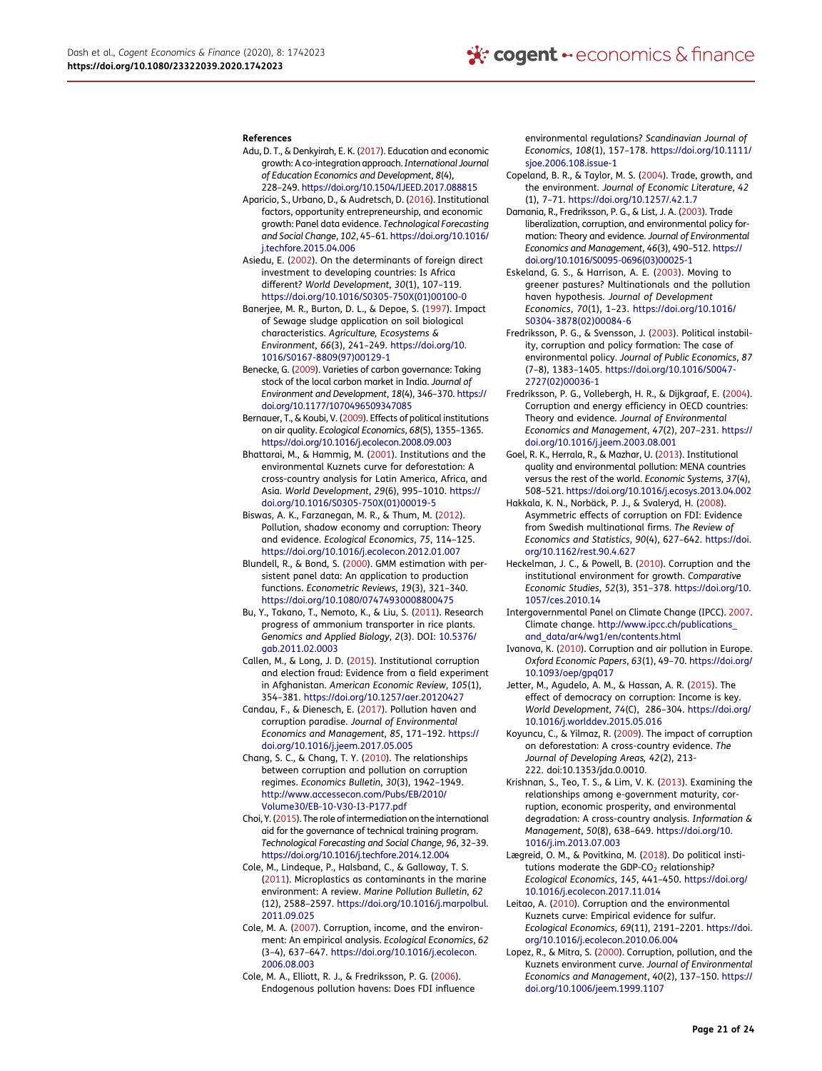**References**

Adu, D. T., & Denkyirah, E. K. (2017). Education and economic growth: A co-integration approach. *International Journal of Education Economics and Development*, *8*(4), 228–249. https://doi.org/10.1504/IJEED.2017.088815

Aparicio, S., Urbano, D., & Audretsch, D. (2016). Institutional factors, opportunity entrepreneurship, and economic growth: Panel data evidence. *Technological Forecasting and Social Change*, *102*, 45–61. https://doi.org/10.1016/j.techfore.2015.04.006

Asiedu, E. (2002). On the determinants of foreign direct investment to developing countries: Is Africa different? *World Development*, *30*(1), 107–119. https://doi.org/10.1016/S0305-750X(01)00100-0

Banerjee, M. R., Burton, D. L., & Depoe, S. (1997). Impact of Sewage sludge application on soil biological characteristics. *Agriculture, Ecosystems & Environment*, *66*(3), 241–249. https://doi.org/10.1016/S0167-8809(97)00129-1

Benecke, G. (2009). Varieties of carbon governance: Taking stock of the local carbon market in India. *Journal of Environment and Development*, *18*(4), 346–370. https://doi.org/10.1177/1070496509347085

Bernauer, T., & Koubi, V. (2009). Effects of political institutions on air quality. *Ecological Economics*, *68*(5), 1355–1365. https://doi.org/10.1016/j.ecolecon.2008.09.003

Bhattarai, M., & Hammig, M. (2001). Institutions and the environmental Kuznets curve for deforestation: A cross-country analysis for Latin America, Africa, and Asia. *World Development*, *29*(6), 995–1010. https://doi.org/10.1016/S0305-750X(01)00019-5

Biswas, A. K., Farzanegan, M. R., & Thum, M. (2012). Pollution, shadow economy and corruption: Theory and evidence. *Ecological Economics*, *75*, 114–125. https://doi.org/10.1016/j.ecolecon.2012.01.007

Blundell, R., & Bond, S. (2000). GMM estimation with persistent panel data: An application to production functions. *Econometric Reviews*, *19*(3), 321–340. https://doi.org/10.1080/07474930008800475

Bu, Y., Takano, T., Nemoto, K., & Liu, S. (2011). Research progress of ammonium transporter in rice plants. *Genomics and Applied Biology*, *2*(3). DOI: 10.5376/gab.2011.02.0003

Callen, M., & Long, J. D. (2015). Institutional corruption and election fraud: Evidence from a field experiment in Afghanistan. *American Economic Review*, *105*(1), 354–381. https://doi.org/10.1257/aer.20120427

Candau, F., & Dienesch, E. (2017). Pollution haven and corruption paradise. *Journal of Environmental Economics and Management*, *85*, 171–192. https://doi.org/10.1016/j.jeem.2017.05.005

Chang, S. C., & Chang, T. Y. (2010). The relationships between corruption and pollution on corruption regimes. *Economics Bulletin*, *30*(3), 1942–1949. http://www.accessecon.com/Pubs/EB/2010/Volume30/EB-10-V30-I3-P177.pdf

Choi, Y. (2015). The role of intermediation on the international aid for the governance of technical training program. *Technological Forecasting and Social Change*, *96*, 32–39. https://doi.org/10.1016/j.techfore.2014.12.004

Cole, M., Lindeque, P., Halsband, C., & Galloway, T. S. (2011). Microplastics as contaminants in the marine environment: A review. *Marine Pollution Bulletin*, *62*(12), 2588–2597. https://doi.org/10.1016/j.marpolbul.2011.09.025

Cole, M. A. (2007). Corruption, income, and the environment: An empirical analysis. *Ecological Economics*, *62*(3–4), 637–647. https://doi.org/10.1016/j.ecolecon.2006.08.003

Cole, M. A., Elliott, R. J., & Fredriksson, P. G. (2006). Endogenous pollution havens: Does FDI influence environmental regulations? *Scandinavian Journal of Economics*, *108*(1), 157–178. https://doi.org/10.1111/sjoe.2006.108.issue-1

Copeland, B. R., & Taylor, M. S. (2004). Trade, growth, and the environment. *Journal of Economic Literature*, *42*(1), 7–71. https://doi.org/10.1257/.42.1.7

Damania, R., Fredriksson, P. G., & List, J. A. (2003). Trade liberalization, corruption, and environmental policy formation: Theory and evidence. *Journal of Environmental Economics and Management*, *46*(3), 490–512. https://doi.org/10.1016/S0095-0696(03)00025-1

Eskeland, G. S., & Harrison, A. E. (2003). Moving to greener pastures? Multinationals and the pollution haven hypothesis. *Journal of Development Economics*, *70*(1), 1–23. https://doi.org/10.1016/S0304-3878(02)00084-6

Fredriksson, P. G., & Svensson, J. (2003). Political instability, corruption and policy formation: The case of environmental policy. *Journal of Public Economics*, *87*(7–8), 1383–1405. https://doi.org/10.1016/S0047-2727(02)00036-1

Fredriksson, P. G., Vollebergh, H. R., & Dijkgraaf, E. (2004). Corruption and energy efficiency in OECD countries: Theory and evidence. *Journal of Environmental Economics and Management*, *47*(2), 207–231. https://doi.org/10.1016/j.jeem.2003.08.001

Goel, R. K., Herrala, R., & Mazhar, U. (2013). Institutional quality and environmental pollution: MENA countries versus the rest of the world. *Economic Systems*, *37*(4), 508–521. https://doi.org/10.1016/j.ecosys.2013.04.002

Hakkala, K. N., Norbäck, P. J., & Svaleryd, H. (2008). Asymmetric effects of corruption on FDI: Evidence from Swedish multinational firms. *The Review of Economics and Statistics*, *90*(4), 627–642. https://doi.org/10.1162/rest.90.4.627

Heckelman, J. C., & Powell, B. (2010). Corruption and the institutional environment for growth. *Comparative Economic Studies*, *52*(3), 351–378. https://doi.org/10.1057/ces.2010.14

Intergovernmental Panel on Climate Change (IPCC). 2007. Climate change. http://www.ipcc.ch/publications_and_data/ar4/wg1/en/contents.html

Ivanova, K. (2010). Corruption and air pollution in Europe. *Oxford Economic Papers*, *63*(1), 49–70. https://doi.org/10.1093/oep/gpq017

Jetter, M., Agudelo, A. M., & Hassan, A. R. (2015). The effect of democracy on corruption: Income is key. *World Development*, *74*(C), 286–304. https://doi.org/10.1016/j.worlddev.2015.05.016

Koyuncu, C., & Yilmaz, R. (2009). The impact of corruption on deforestation: A cross-country evidence. *The Journal of Developing Areas*, *42*(2), 213-222. doi:10.1353/jda.0.0010.

Krishnan, S., Teo, T. S., & Lim, V. K. (2013). Examining the relationships among e-government maturity, corruption, economic prosperity, and environmental degradation: A cross-country analysis. *Information & Management*, *50*(8), 638–649. https://doi.org/10.1016/j.im.2013.07.003

Lægreid, O. M., & Povitkina, M. (2018). Do political institutions moderate the GDP-$CO_2$ relationship? *Ecological Economics*, *145*, 441–450. https://doi.org/10.1016/j.ecolecon.2017.11.014

Leitao, A. (2010). Corruption and the environmental Kuznets curve: Empirical evidence for sulfur. *Ecological Economics*, *69*(11), 2191–2201. https://doi.org/10.1016/j.ecolecon.2010.06.004

Lopez, R., & Mitra, S. (2000). Corruption, pollution, and the Kuznets environment curve. *Journal of Environmental Economics and Management*, *40*(2), 137–150. https://doi.org/10.1006/jeem.1999.1107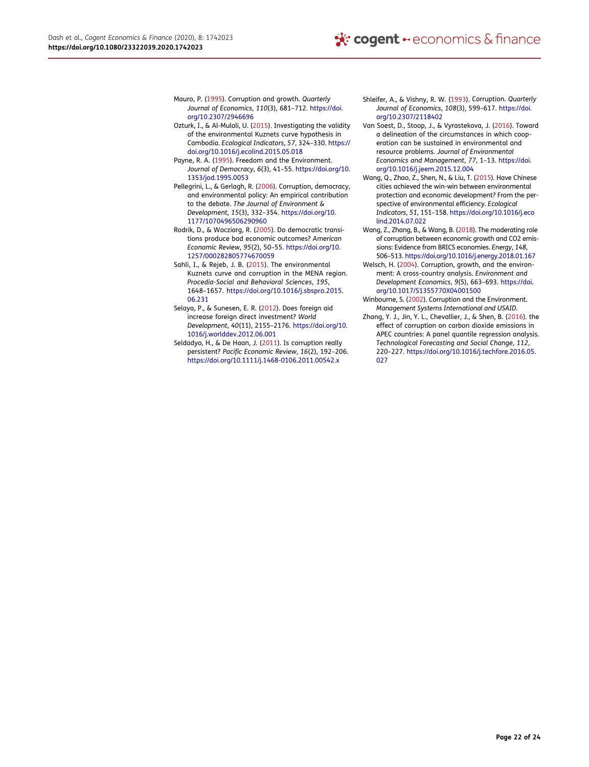Mauro, P. (1995). Corruption and growth. *Quarterly Journal of Economics*, *110*(3), 681–712. https://doi.org/10.2307/2946696

Ozturk, I., & Al-Mulali, U. (2015). Investigating the validity of the environmental Kuznets curve hypothesis in Cambodia. *Ecological Indicators*, *57*, 324–330. https://doi.org/10.1016/j.ecolind.2015.05.018

Payne, R. A. (1995). Freedom and the Environment. *Journal of Democracy*, *6*(3), 41–55. https://doi.org/10.1353/jod.1995.0053

Pellegrini, L., & Gerlagh, R. (2006). Corruption, democracy, and environmental policy: An empirical contribution to the debate. *The Journal of Environment & Development*, *15*(3), 332–354. https://doi.org/10.1177/1070496506290960

Rodrik, D., & Wacziarg, R. (2005). Do democratic transitions produce bad economic outcomes? *American Economic Review*, *95*(2), 50–55. https://doi.org/10.1257/000282805774670059

Sahli, I., & Rejeb, J. B. (2015). The environmental Kuznets curve and corruption in the MENA region. *Procedia-Social and Behavioral Sciences*, *195*, 1648–1657. https://doi.org/10.1016/j.sbspro.2015.06.231

Selaya, P., & Sunesen, E. R. (2012). Does foreign aid increase foreign direct investment? *World Development*, *40*(11), 2155–2176. https://doi.org/10.1016/j.worlddev.2012.06.001

Seldadyo, H., & De Haan, J. (2011). Is corruption really persistent? *Pacific Economic Review*, *16*(2), 192–206. https://doi.org/10.1111/j.1468-0106.2011.00542.x

Shleifer, A., & Vishny, R. W. (1993). Corruption. *Quarterly Journal of Economics*, *108*(3), 599–617. https://doi.org/10.2307/2118402

Van Soest, D., Stoop, J., & Vyrastekova, J. (2016). Toward a delineation of the circumstances in which cooperation can be sustained in environmental and resource problems. *Journal of Environmental Economics and Management*, *77*, 1–13. https://doi.org/10.1016/j.jeem.2015.12.004

Wang, Q., Zhao, Z., Shen, N., & Liu, T. (2015). Have Chinese cities achieved the win-win between environmental protection and economic development? From the perspective of environmental efficiency. *Ecological Indicators*, *51*, 151–158. https://doi.org/10.1016/j.ecolind.2014.07.022

Wang, Z., Zhang, B., & Wang, B. (2018). The moderating role of corruption between economic growth and CO2 emissions: Evidence from BRICS economies. *Energy*, *148*, 506–513. https://doi.org/10.1016/j.energy.2018.01.167

Welsch, H. (2004). Corruption, growth, and the environment: A cross-country analysis. *Environment and Development Economics*, *9*(5), 663–693. https://doi.org/10.1017/S1355770X04001500

Winbourne, S. (2002). Corruption and the Environment. *Management Systems International and USAID*.

Zhang, Y. J., Jin, Y. L., Chevallier, J., & Shen, B. (2016). the effect of corruption on carbon dioxide emissions in APEC countries: A panel quantile regression analysis. *Technological Forecasting and Social Change*, *112*, 220–227. https://doi.org/10.1016/j.techfore.2016.05.027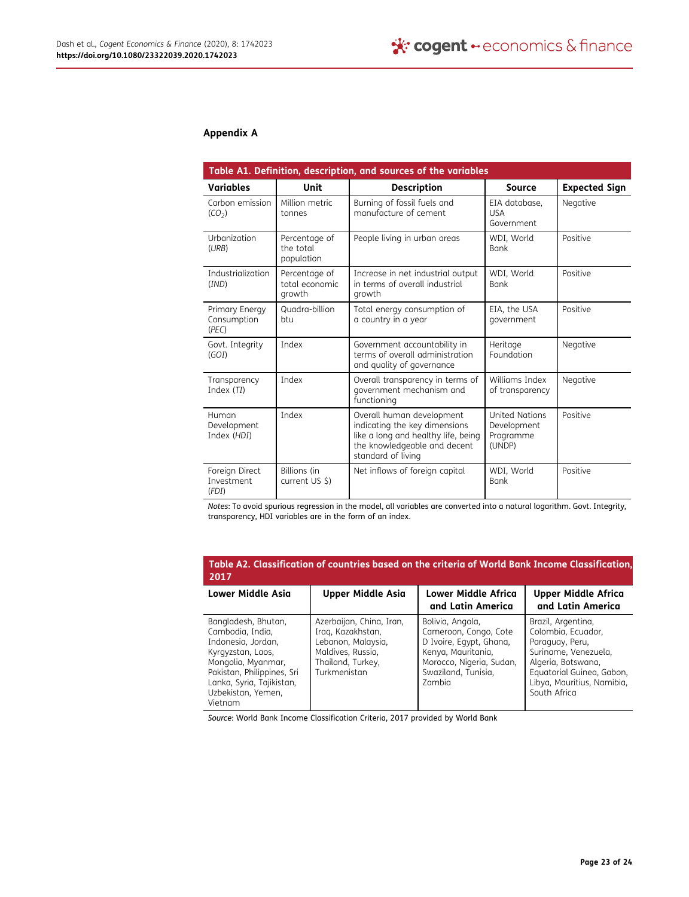## Appendix A

**Table A1. Definition, description, and sources of the variables**

| Variables | Unit | Description | Source | Expected Sign |
|---|---|---|---|---|
| Carbon emission ($CO_2$) | Million metric tonnes | Burning of fossil fuels and manufacture of cement | EIA database, USA Government | Negative |
| Urbanization (*URB*) | Percentage of the total population | People living in urban areas | WDI, World Bank | Positive |
| Industrialization (*IND*) | Percentage of total economic growth | Increase in net industrial output in terms of overall industrial growth | WDI, World Bank | Positive |
| Primary Energy Consumption (*PEC*) | Quadra-billion btu | Total energy consumption of a country in a year | EIA, the USA government | Positive |
| Govt. Integrity (*GOI*) | Index | Government accountability in terms of overall administration and quality of governance | Heritage Foundation | Negative |
| Transparency Index (*TI*) | Index | Overall transparency in terms of government mechanism and functioning | Williams Index of transparency | Negative |
| Human Development Index (*HDI*) | Index | Overall human development indicating the key dimensions like a long and healthy life, being the knowledgeable and decent standard of living | United Nations Development Programme (UNDP) | Positive |
| Foreign Direct Investment (*FDI*) | Billions (in current US $) | Net inflows of foreign capital | WDI, World Bank | Positive |

*Notes*: To avoid spurious regression in the model, all variables are converted into a natural logarithm. Govt. Integrity, transparency, HDI variables are in the form of an index.

**Table A2. Classification of countries based on the criteria of World Bank Income Classification, 2017**

| Lower Middle Asia | Upper Middle Asia | Lower Middle Africa and Latin America | Upper Middle Africa and Latin America |
|---|---|---|---|
| Bangladesh, Bhutan, Cambodia, India, Indonesia, Jordan, Kyrgyzstan, Laos, Mongolia, Myanmar, Pakistan, Philippines, Sri Lanka, Syria, Tajikistan, Uzbekistan, Yemen, Vietnam | Azerbaijan, China, Iran, Iraq, Kazakhstan, Lebanon, Malaysia, Maldives, Russia, Thailand, Turkey, Turkmenistan | Bolivia, Angola, Cameroon, Congo, Cote D Ivoire, Egypt, Ghana, Kenya, Mauritania, Morocco, Nigeria, Sudan, Swaziland, Tunisia, Zambia | Brazil, Argentina, Colombia, Ecuador, Paraguay, Peru, Suriname, Venezuela, Algeria, Botswana, Equatorial Guinea, Gabon, Libya, Mauritius, Namibia, South Africa |

*Source*: World Bank Income Classification Criteria, 2017 provided by World Bank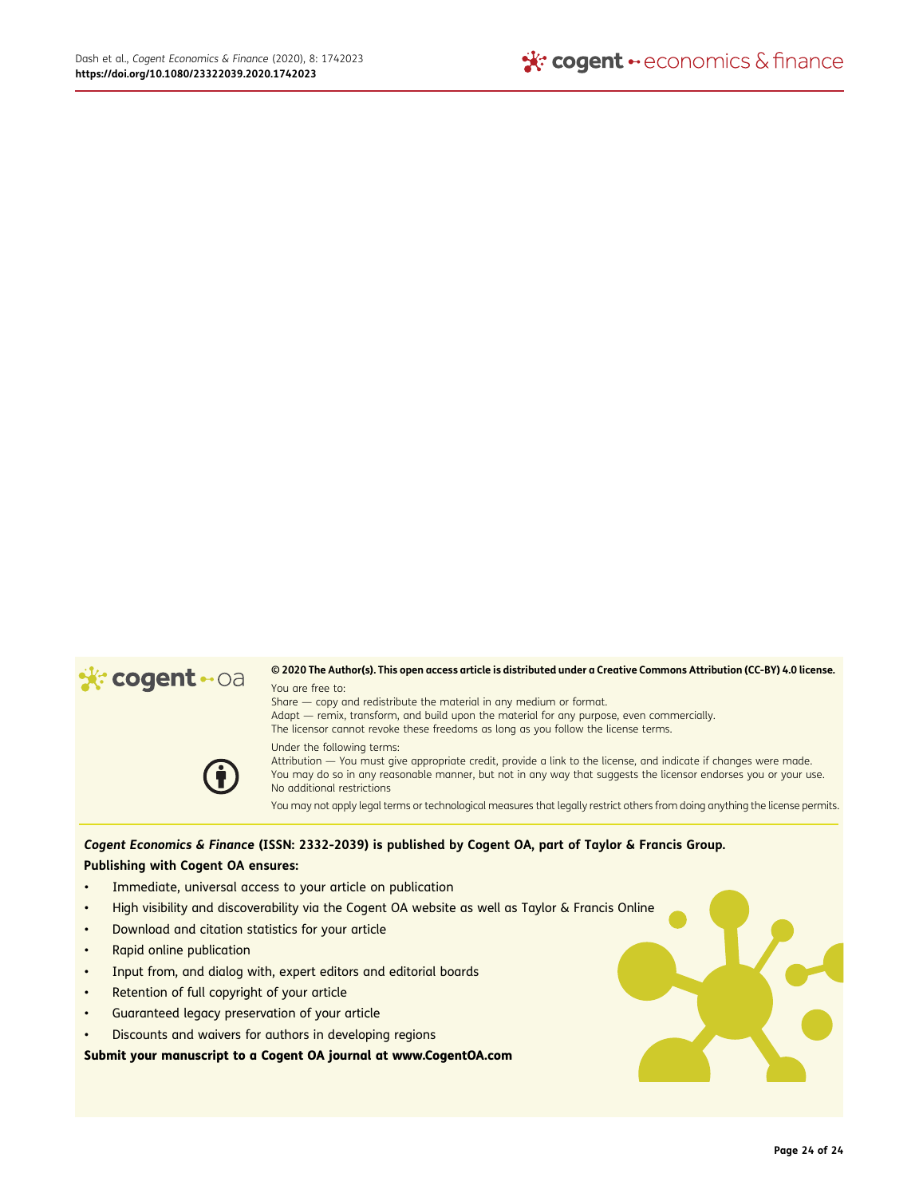**© 2020 The Author(s). This open access article is distributed under a Creative Commons Attribution (CC-BY) 4.0 license.**

You are free to:

Share — copy and redistribute the material in any medium or format.

Adapt — remix, transform, and build upon the material for any purpose, even commercially.

The licensor cannot revoke these freedoms as long as you follow the license terms.

Under the following terms:

Attribution — You must give appropriate credit, provide a link to the license, and indicate if changes were made. You may do so in any reasonable manner, but not in any way that suggests the licensor endorses you or your use.

No additional restrictions

You may not apply legal terms or technological measures that legally restrict others from doing anything the license permits.

***Cogent Economics & Finance* (ISSN: 2332-2039) is published by Cogent OA, part of Taylor & Francis Group.**

**Publishing with Cogent OA ensures:**

- Immediate, universal access to your article on publication
- High visibility and discoverability via the Cogent OA website as well as Taylor & Francis Online
- Download and citation statistics for your article
- Rapid online publication
- Input from, and dialog with, expert editors and editorial boards
- Retention of full copyright of your article
- Guaranteed legacy preservation of your article
- Discounts and waivers for authors in developing regions

**Submit your manuscript to a Cogent OA journal at www.CogentOA.com**